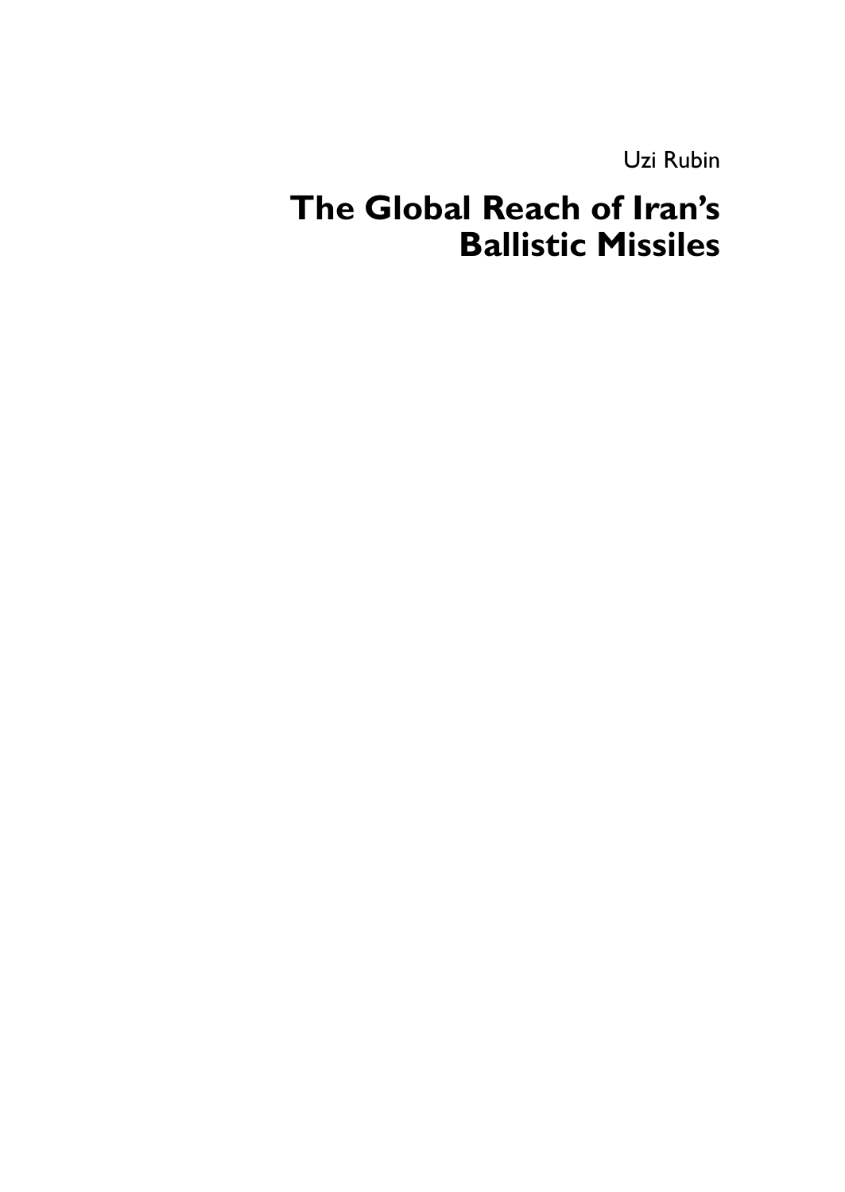Uzi Rubin

# The Global Reach of Iran's Ballistic Missiles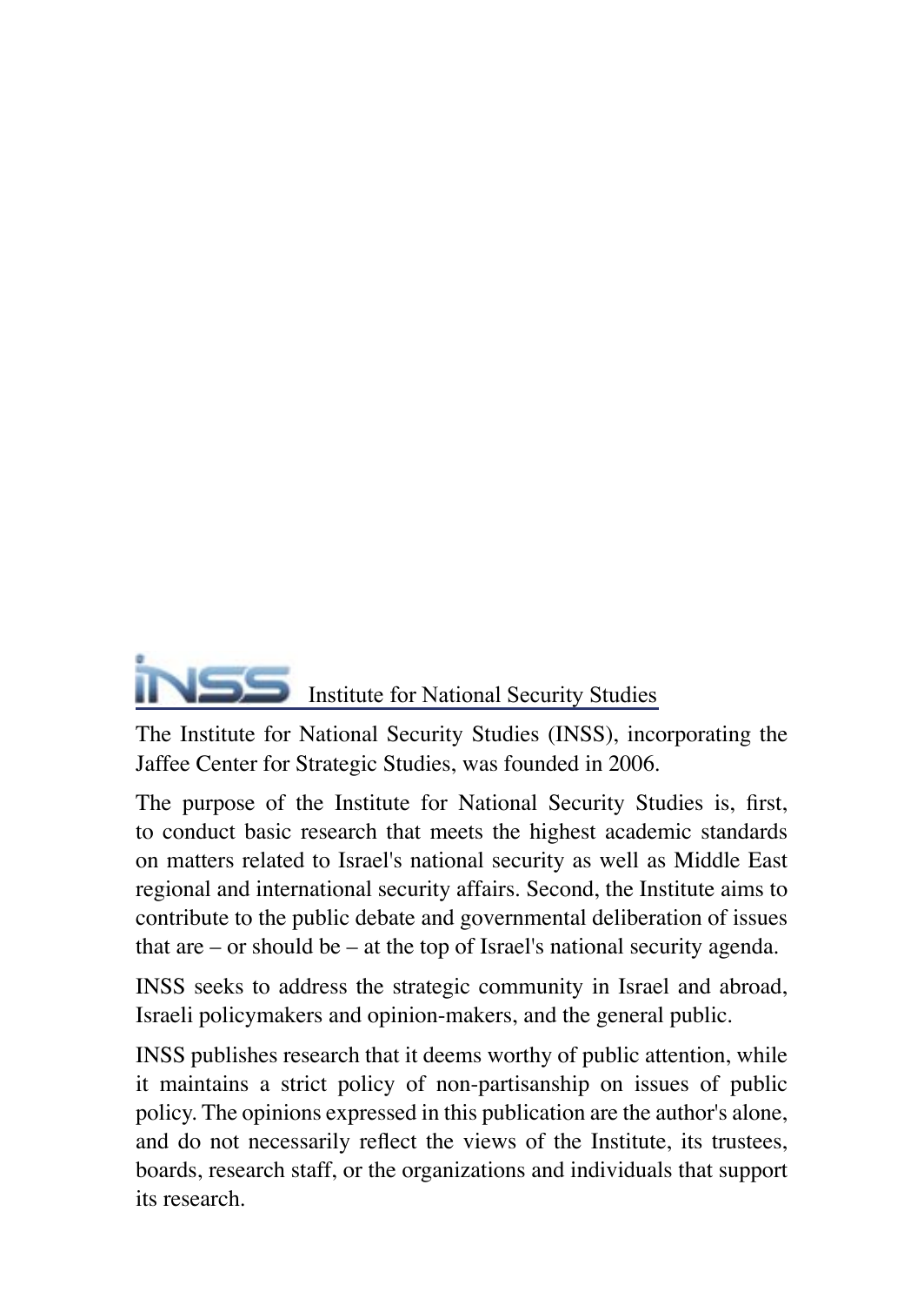INSS Institute for National Security Studies

The Institute for National Security Studies (INSS), incorporating the Jaffee Center for Strategic Studies, was founded in 2006.

The purpose of the Institute for National Security Studies is, first, to conduct basic research that meets the highest academic standards on matters related to Israel's national security as well as Middle East regional and international security affairs. Second, the Institute aims to contribute to the public debate and governmental deliberation of issues that are – or should be – at the top of Israel's national security agenda.

INSS seeks to address the strategic community in Israel and abroad, Israeli policymakers and opinion-makers, and the general public.

INSS publishes research that it deems worthy of public attention, while it maintains a strict policy of non-partisanship on issues of public policy. The opinions expressed in this publication are the author's alone, and do not necessarily reflect the views of the Institute, its trustees, boards, research staff, or the organizations and individuals that support its research.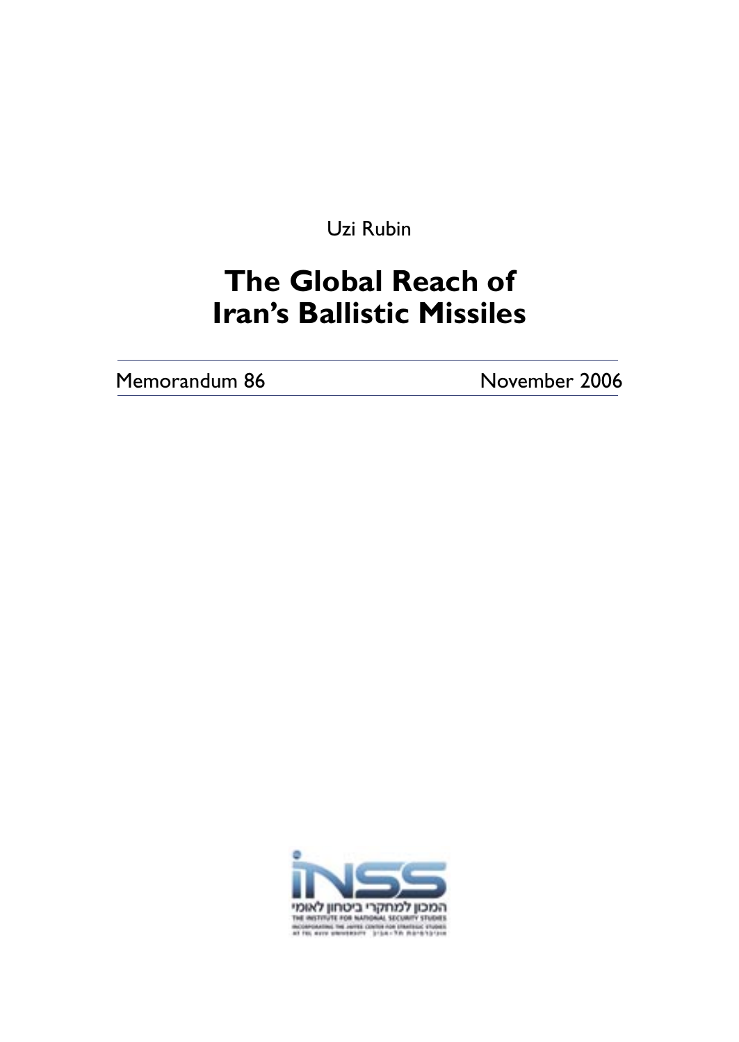Uzi Rubin

# The Global Reach of Iran's Ballistic Missiles

Memorandum 86 November 2006

המכון למחקרי ביטחון לאומי
THE INSTITUTE FOR NATIONAL SECURITY STUDIES
INCORPORATING THE JAFFEE CENTER FOR STRATEGIC STUDIES
AT TEL AVIV UNIVERSITY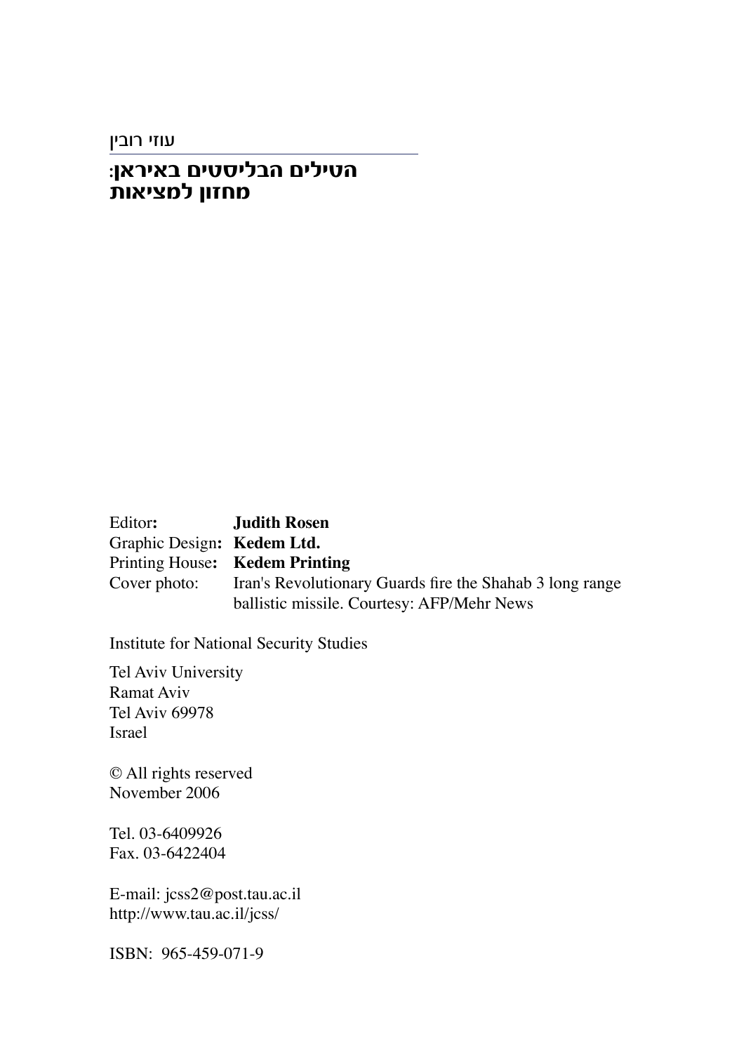עוזי רובין

# הטילים הבליסטים באיראן:
# מחזון למציאות

Editor: **Judith Rosen**
Graphic Design: **Kedem Ltd.**
Printing House: **Kedem Printing**
Cover photo: Iran's Revolutionary Guards fire the Shahab 3 long range ballistic missile. Courtesy: AFP/Mehr News

Institute for National Security Studies

Tel Aviv University
Ramat Aviv
Tel Aviv 69978
Israel

© All rights reserved
November 2006

Tel. 03-6409926
Fax. 03-6422404

E-mail: jcss2@post.tau.ac.il
http://www.tau.ac.il/jcss/

ISBN: 965-459-071-9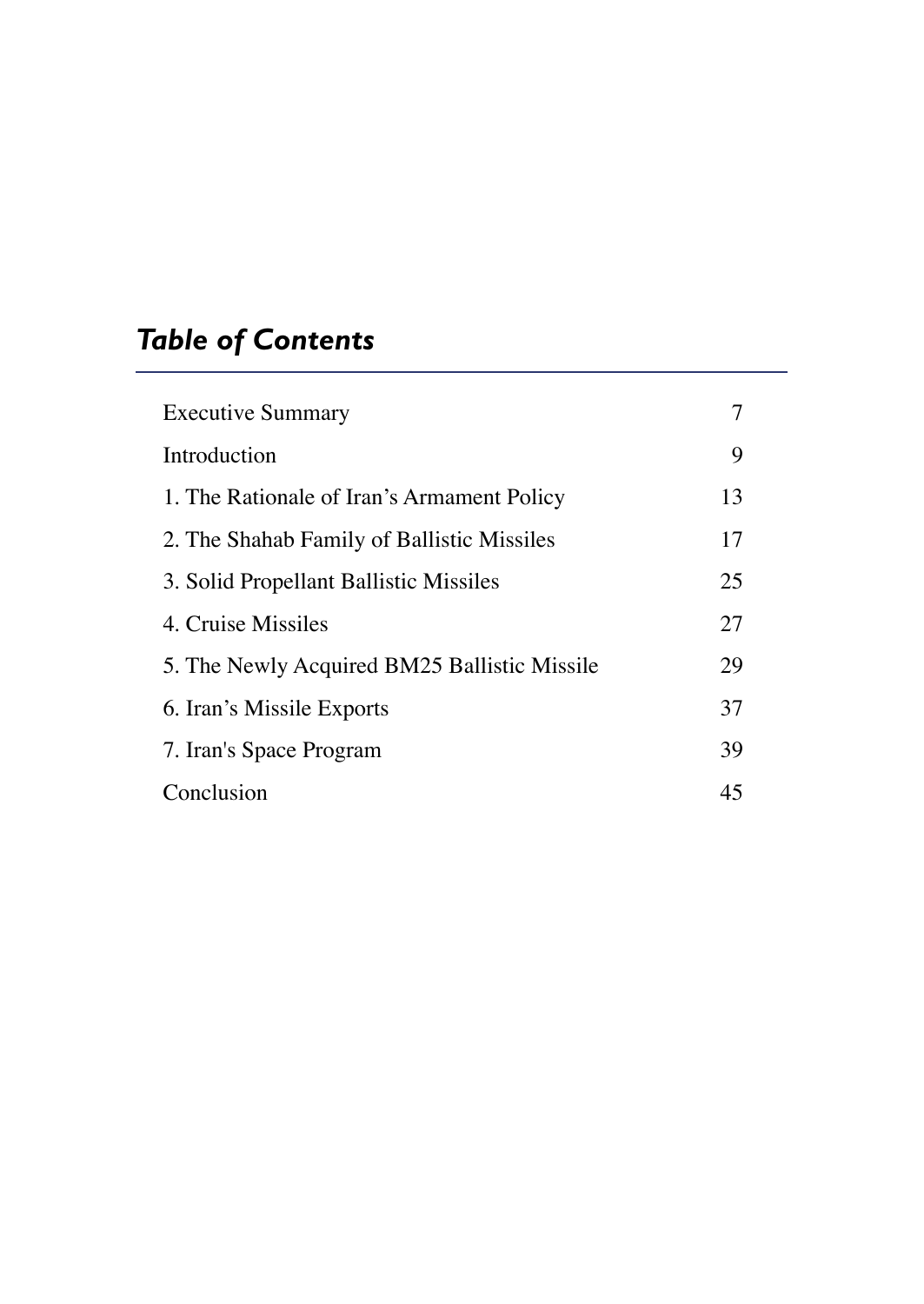# *Table of Contents*

| | |
|---|---|
| Executive Summary | 7 |
| Introduction | 9 |
| 1. The Rationale of Iran's Armament Policy | 13 |
| 2. The Shahab Family of Ballistic Missiles | 17 |
| 3. Solid Propellant Ballistic Missiles | 25 |
| 4. Cruise Missiles | 27 |
| 5. The Newly Acquired BM25 Ballistic Missile | 29 |
| 6. Iran's Missile Exports | 37 |
| 7. Iran's Space Program | 39 |
| Conclusion | 45 |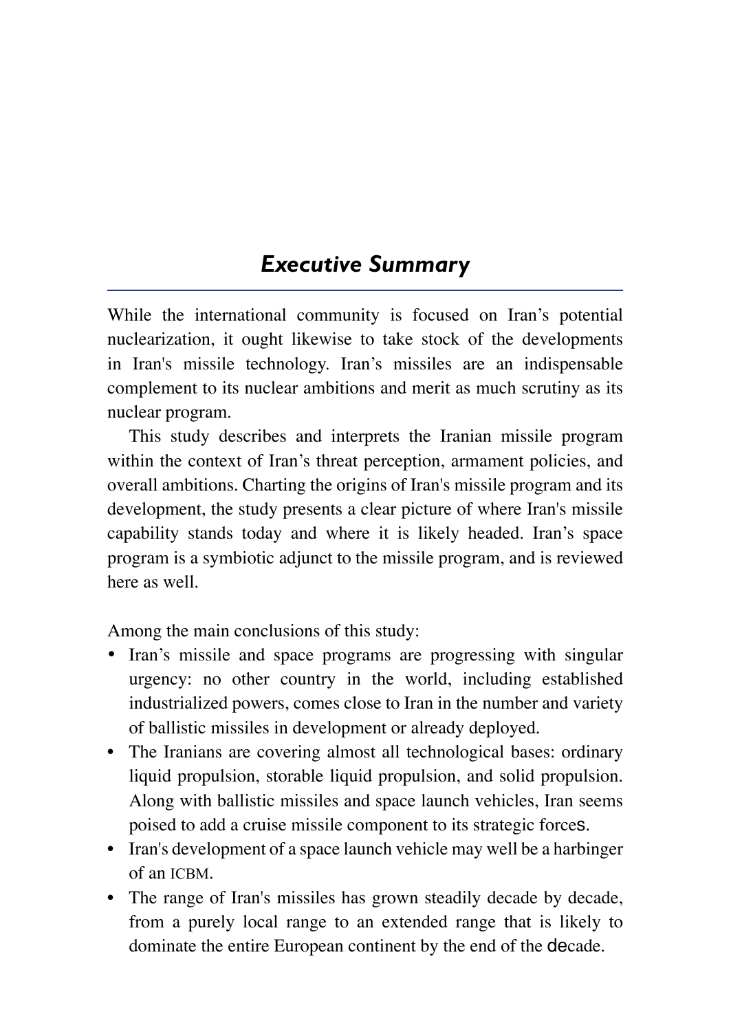# *Executive Summary*

While the international community is focused on Iran's potential nuclearization, it ought likewise to take stock of the developments in Iran's missile technology. Iran's missiles are an indispensable complement to its nuclear ambitions and merit as much scrutiny as its nuclear program.

This study describes and interprets the Iranian missile program within the context of Iran's threat perception, armament policies, and overall ambitions. Charting the origins of Iran's missile program and its development, the study presents a clear picture of where Iran's missile capability stands today and where it is likely headed. Iran's space program is a symbiotic adjunct to the missile program, and is reviewed here as well.

Among the main conclusions of this study:

- Iran's missile and space programs are progressing with singular urgency: no other country in the world, including established industrialized powers, comes close to Iran in the number and variety of ballistic missiles in development or already deployed.
- The Iranians are covering almost all technological bases: ordinary liquid propulsion, storable liquid propulsion, and solid propulsion. Along with ballistic missiles and space launch vehicles, Iran seems poised to add a cruise missile component to its strategic forces.
- Iran's development of a space launch vehicle may well be a harbinger of an ICBM.
- The range of Iran's missiles has grown steadily decade by decade, from a purely local range to an extended range that is likely to dominate the entire European continent by the end of the decade.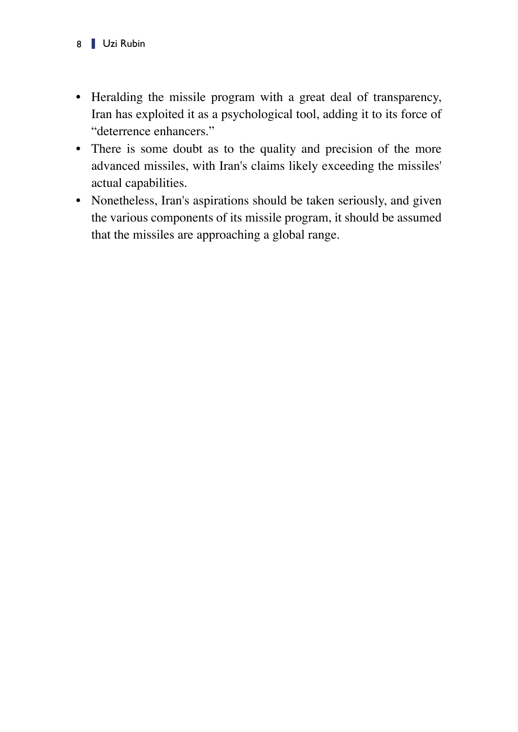- Heralding the missile program with a great deal of transparency, Iran has exploited it as a psychological tool, adding it to its force of "deterrence enhancers."
- There is some doubt as to the quality and precision of the more advanced missiles, with Iran's claims likely exceeding the missiles' actual capabilities.
- Nonetheless, Iran's aspirations should be taken seriously, and given the various components of its missile program, it should be assumed that the missiles are approaching a global range.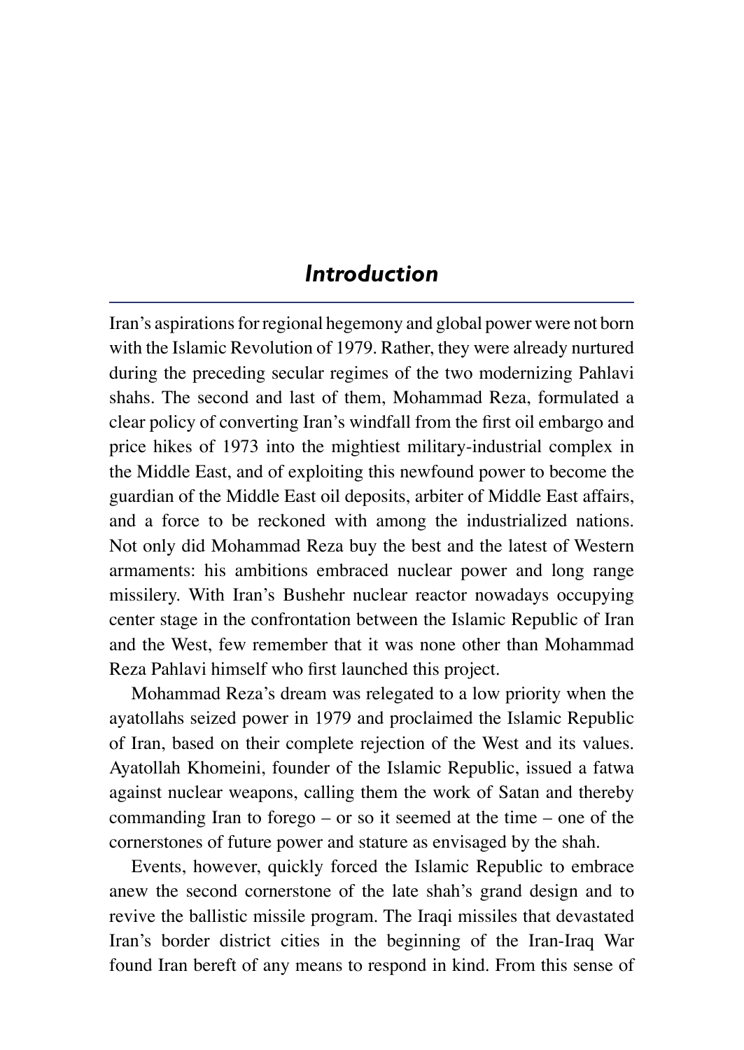# *Introduction*

Iran's aspirations for regional hegemony and global power were not born with the Islamic Revolution of 1979. Rather, they were already nurtured during the preceding secular regimes of the two modernizing Pahlavi shahs. The second and last of them, Mohammad Reza, formulated a clear policy of converting Iran's windfall from the first oil embargo and price hikes of 1973 into the mightiest military-industrial complex in the Middle East, and of exploiting this newfound power to become the guardian of the Middle East oil deposits, arbiter of Middle East affairs, and a force to be reckoned with among the industrialized nations. Not only did Mohammad Reza buy the best and the latest of Western armaments: his ambitions embraced nuclear power and long range missilery. With Iran's Bushehr nuclear reactor nowadays occupying center stage in the confrontation between the Islamic Republic of Iran and the West, few remember that it was none other than Mohammad Reza Pahlavi himself who first launched this project.

Mohammad Reza's dream was relegated to a low priority when the ayatollahs seized power in 1979 and proclaimed the Islamic Republic of Iran, based on their complete rejection of the West and its values. Ayatollah Khomeini, founder of the Islamic Republic, issued a fatwa against nuclear weapons, calling them the work of Satan and thereby commanding Iran to forego – or so it seemed at the time – one of the cornerstones of future power and stature as envisaged by the shah.

Events, however, quickly forced the Islamic Republic to embrace anew the second cornerstone of the late shah's grand design and to revive the ballistic missile program. The Iraqi missiles that devastated Iran's border district cities in the beginning of the Iran-Iraq War found Iran bereft of any means to respond in kind. From this sense of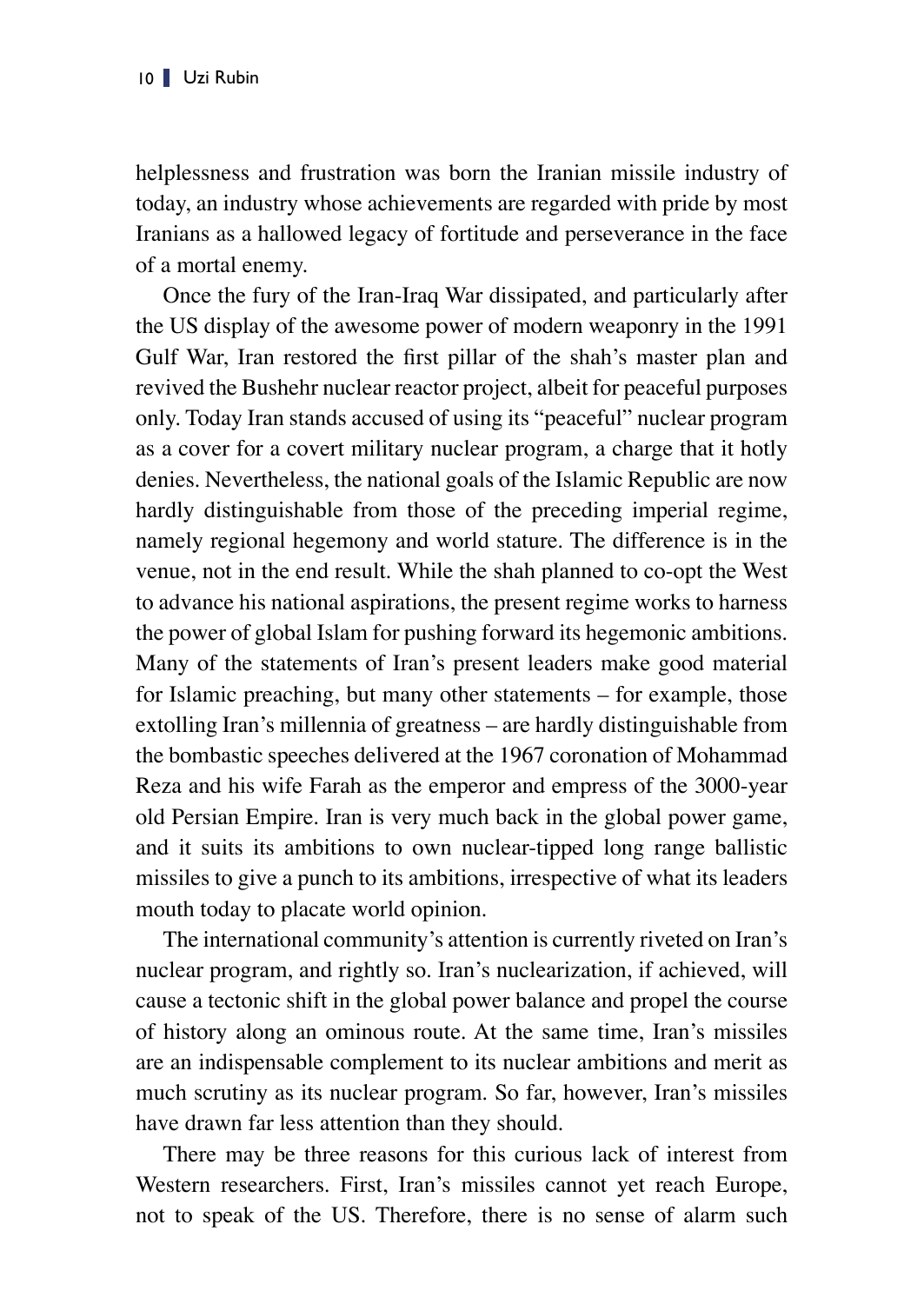helplessness and frustration was born the Iranian missile industry of today, an industry whose achievements are regarded with pride by most Iranians as a hallowed legacy of fortitude and perseverance in the face of a mortal enemy.

Once the fury of the Iran-Iraq War dissipated, and particularly after the US display of the awesome power of modern weaponry in the 1991 Gulf War, Iran restored the first pillar of the shah's master plan and revived the Bushehr nuclear reactor project, albeit for peaceful purposes only. Today Iran stands accused of using its "peaceful" nuclear program as a cover for a covert military nuclear program, a charge that it hotly denies. Nevertheless, the national goals of the Islamic Republic are now hardly distinguishable from those of the preceding imperial regime, namely regional hegemony and world stature. The difference is in the venue, not in the end result. While the shah planned to co-opt the West to advance his national aspirations, the present regime works to harness the power of global Islam for pushing forward its hegemonic ambitions. Many of the statements of Iran's present leaders make good material for Islamic preaching, but many other statements – for example, those extolling Iran's millennia of greatness – are hardly distinguishable from the bombastic speeches delivered at the 1967 coronation of Mohammad Reza and his wife Farah as the emperor and empress of the 3000-year old Persian Empire. Iran is very much back in the global power game, and it suits its ambitions to own nuclear-tipped long range ballistic missiles to give a punch to its ambitions, irrespective of what its leaders mouth today to placate world opinion.

The international community's attention is currently riveted on Iran's nuclear program, and rightly so. Iran's nuclearization, if achieved, will cause a tectonic shift in the global power balance and propel the course of history along an ominous route. At the same time, Iran's missiles are an indispensable complement to its nuclear ambitions and merit as much scrutiny as its nuclear program. So far, however, Iran's missiles have drawn far less attention than they should.

There may be three reasons for this curious lack of interest from Western researchers. First, Iran's missiles cannot yet reach Europe, not to speak of the US. Therefore, there is no sense of alarm such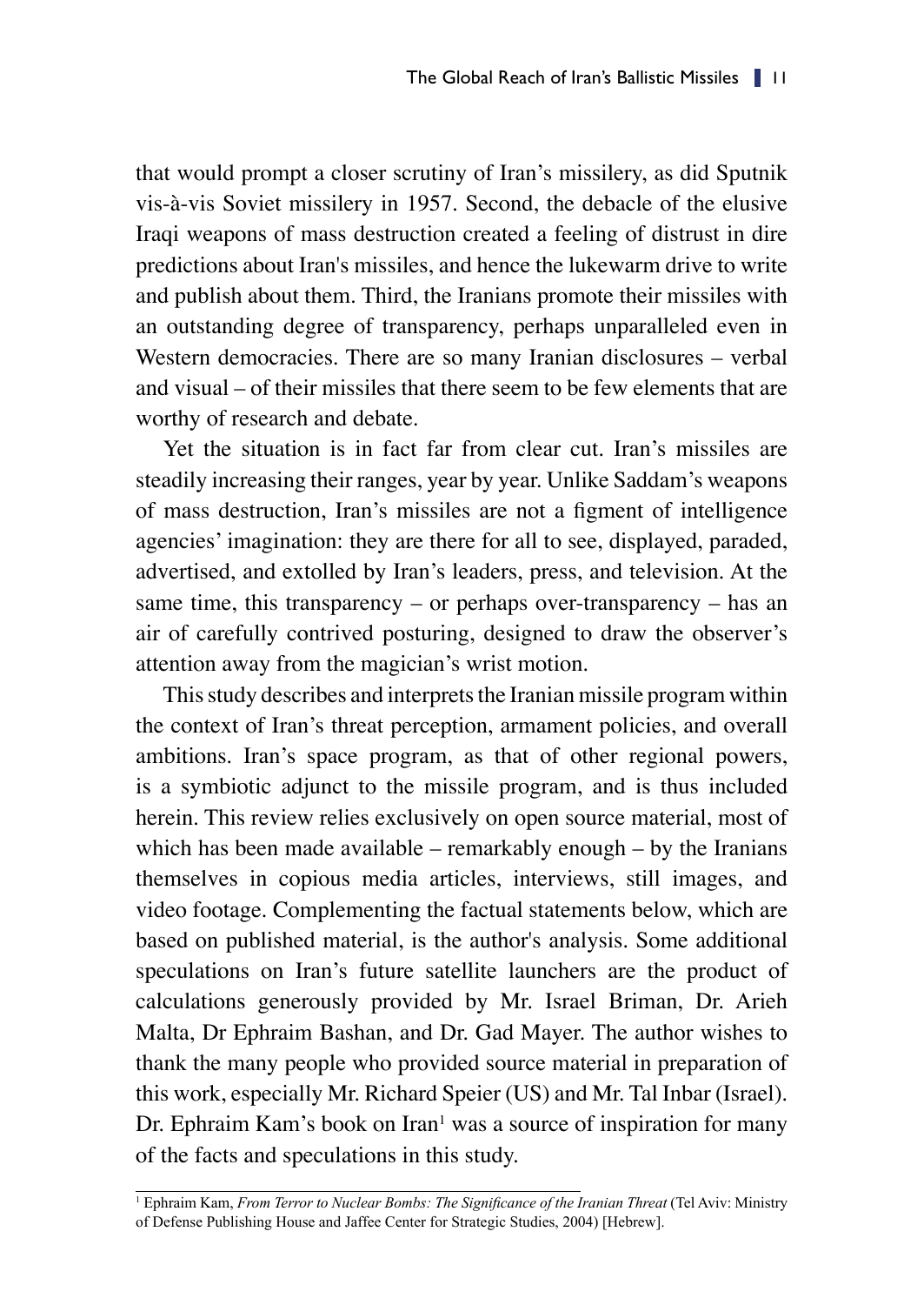that would prompt a closer scrutiny of Iran's missilery, as did Sputnik vis-à-vis Soviet missilery in 1957. Second, the debacle of the elusive Iraqi weapons of mass destruction created a feeling of distrust in dire predictions about Iran's missiles, and hence the lukewarm drive to write and publish about them. Third, the Iranians promote their missiles with an outstanding degree of transparency, perhaps unparalleled even in Western democracies. There are so many Iranian disclosures – verbal and visual – of their missiles that there seem to be few elements that are worthy of research and debate.

Yet the situation is in fact far from clear cut. Iran's missiles are steadily increasing their ranges, year by year. Unlike Saddam's weapons of mass destruction, Iran's missiles are not a figment of intelligence agencies' imagination: they are there for all to see, displayed, paraded, advertised, and extolled by Iran's leaders, press, and television. At the same time, this transparency – or perhaps over-transparency – has an air of carefully contrived posturing, designed to draw the observer's attention away from the magician's wrist motion.

This study describes and interprets the Iranian missile program within the context of Iran's threat perception, armament policies, and overall ambitions. Iran's space program, as that of other regional powers, is a symbiotic adjunct to the missile program, and is thus included herein. This review relies exclusively on open source material, most of which has been made available – remarkably enough – by the Iranians themselves in copious media articles, interviews, still images, and video footage. Complementing the factual statements below, which are based on published material, is the author's analysis. Some additional speculations on Iran's future satellite launchers are the product of calculations generously provided by Mr. Israel Briman, Dr. Arieh Malta, Dr Ephraim Bashan, and Dr. Gad Mayer. The author wishes to thank the many people who provided source material in preparation of this work, especially Mr. Richard Speier (US) and Mr. Tal Inbar (Israel). Dr. Ephraim Kam's book on Iran[1] was a source of inspiration for many of the facts and speculations in this study.

---

[1] Ephraim Kam, *From Terror to Nuclear Bombs: The Significance of the Iranian Threat* (Tel Aviv: Ministry of Defense Publishing House and Jaffee Center for Strategic Studies, 2004) [Hebrew].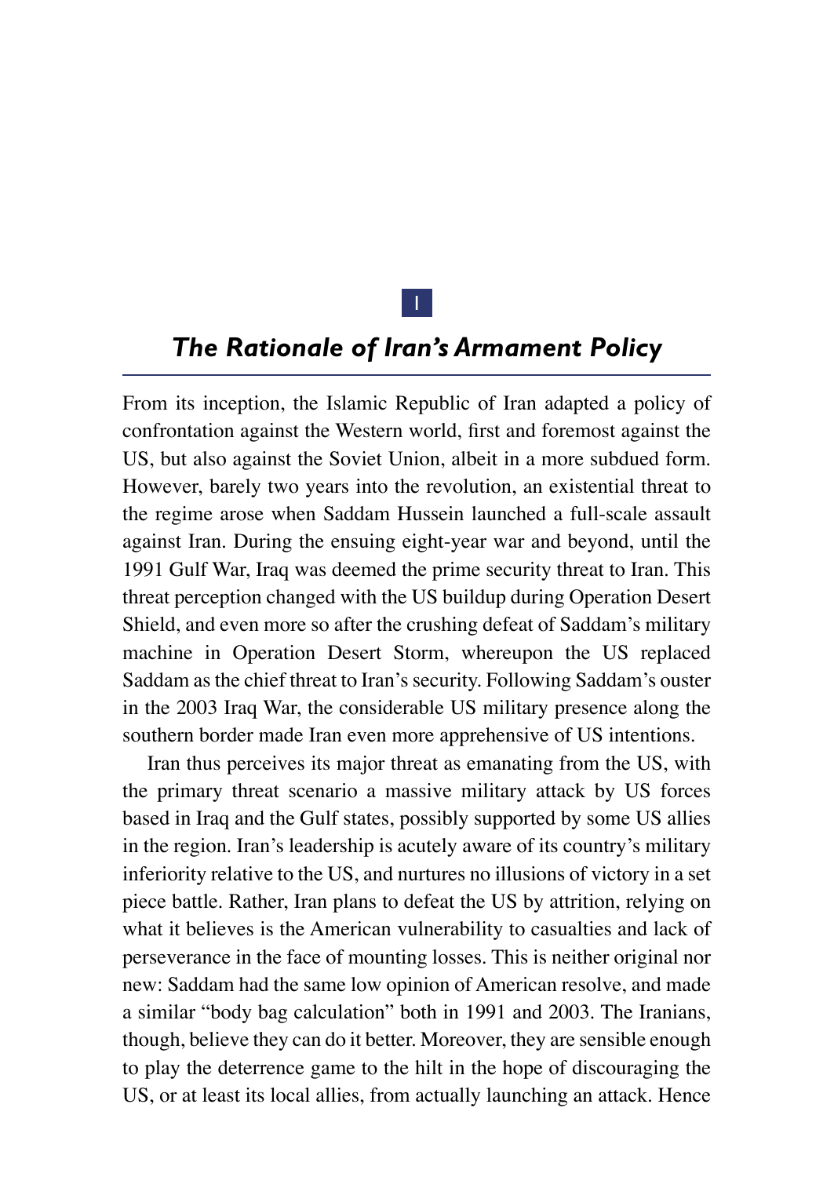# 1

## *The Rationale of Iran's Armament Policy*

From its inception, the Islamic Republic of Iran adapted a policy of confrontation against the Western world, first and foremost against the US, but also against the Soviet Union, albeit in a more subdued form. However, barely two years into the revolution, an existential threat to the regime arose when Saddam Hussein launched a full-scale assault against Iran. During the ensuing eight-year war and beyond, until the 1991 Gulf War, Iraq was deemed the prime security threat to Iran. This threat perception changed with the US buildup during Operation Desert Shield, and even more so after the crushing defeat of Saddam's military machine in Operation Desert Storm, whereupon the US replaced Saddam as the chief threat to Iran's security. Following Saddam's ouster in the 2003 Iraq War, the considerable US military presence along the southern border made Iran even more apprehensive of US intentions.

Iran thus perceives its major threat as emanating from the US, with the primary threat scenario a massive military attack by US forces based in Iraq and the Gulf states, possibly supported by some US allies in the region. Iran's leadership is acutely aware of its country's military inferiority relative to the US, and nurtures no illusions of victory in a set piece battle. Rather, Iran plans to defeat the US by attrition, relying on what it believes is the American vulnerability to casualties and lack of perseverance in the face of mounting losses. This is neither original nor new: Saddam had the same low opinion of American resolve, and made a similar "body bag calculation" both in 1991 and 2003. The Iranians, though, believe they can do it better. Moreover, they are sensible enough to play the deterrence game to the hilt in the hope of discouraging the US, or at least its local allies, from actually launching an attack. Hence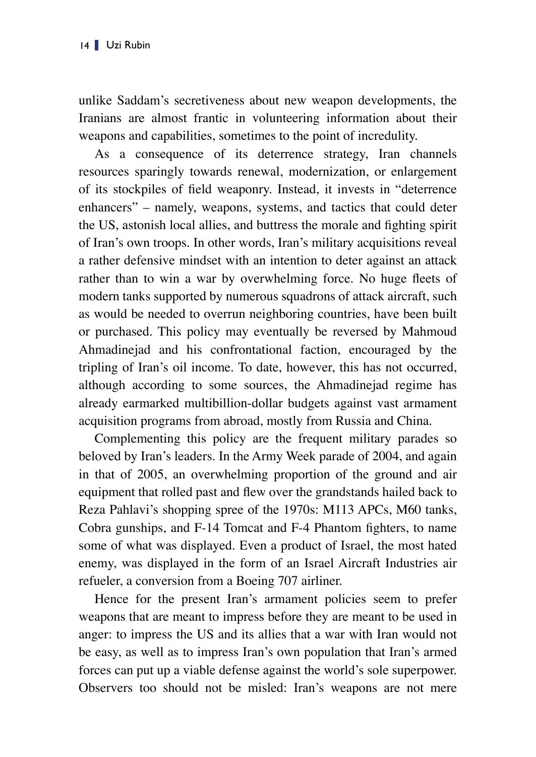unlike Saddam's secretiveness about new weapon developments, the Iranians are almost frantic in volunteering information about their weapons and capabilities, sometimes to the point of incredulity.

As a consequence of its deterrence strategy, Iran channels resources sparingly towards renewal, modernization, or enlargement of its stockpiles of field weaponry. Instead, it invests in "deterrence enhancers" – namely, weapons, systems, and tactics that could deter the US, astonish local allies, and buttress the morale and fighting spirit of Iran's own troops. In other words, Iran's military acquisitions reveal a rather defensive mindset with an intention to deter against an attack rather than to win a war by overwhelming force. No huge fleets of modern tanks supported by numerous squadrons of attack aircraft, such as would be needed to overrun neighboring countries, have been built or purchased. This policy may eventually be reversed by Mahmoud Ahmadinejad and his confrontational faction, encouraged by the tripling of Iran's oil income. To date, however, this has not occurred, although according to some sources, the Ahmadinejad regime has already earmarked multibillion-dollar budgets against vast armament acquisition programs from abroad, mostly from Russia and China.

Complementing this policy are the frequent military parades so beloved by Iran's leaders. In the Army Week parade of 2004, and again in that of 2005, an overwhelming proportion of the ground and air equipment that rolled past and flew over the grandstands hailed back to Reza Pahlavi's shopping spree of the 1970s: M113 APCs, M60 tanks, Cobra gunships, and F-14 Tomcat and F-4 Phantom fighters, to name some of what was displayed. Even a product of Israel, the most hated enemy, was displayed in the form of an Israel Aircraft Industries air refueler, a conversion from a Boeing 707 airliner.

Hence for the present Iran's armament policies seem to prefer weapons that are meant to impress before they are meant to be used in anger: to impress the US and its allies that a war with Iran would not be easy, as well as to impress Iran's own population that Iran's armed forces can put up a viable defense against the world's sole superpower. Observers too should not be misled: Iran's weapons are not mere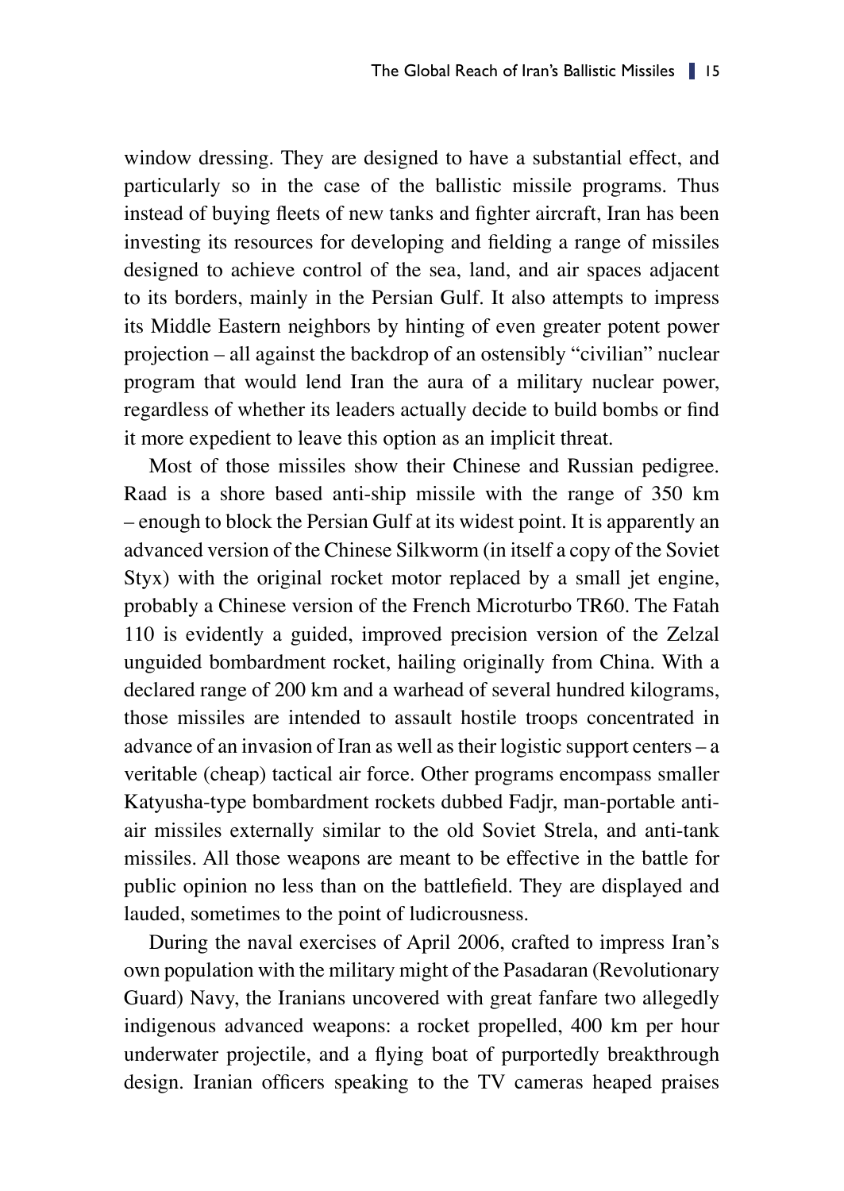window dressing. They are designed to have a substantial effect, and particularly so in the case of the ballistic missile programs. Thus instead of buying fleets of new tanks and fighter aircraft, Iran has been investing its resources for developing and fielding a range of missiles designed to achieve control of the sea, land, and air spaces adjacent to its borders, mainly in the Persian Gulf. It also attempts to impress its Middle Eastern neighbors by hinting of even greater potent power projection – all against the backdrop of an ostensibly "civilian" nuclear program that would lend Iran the aura of a military nuclear power, regardless of whether its leaders actually decide to build bombs or find it more expedient to leave this option as an implicit threat.

Most of those missiles show their Chinese and Russian pedigree. Raad is a shore based anti-ship missile with the range of 350 km – enough to block the Persian Gulf at its widest point. It is apparently an advanced version of the Chinese Silkworm (in itself a copy of the Soviet Styx) with the original rocket motor replaced by a small jet engine, probably a Chinese version of the French Microturbo TR60. The Fatah 110 is evidently a guided, improved precision version of the Zelzal unguided bombardment rocket, hailing originally from China. With a declared range of 200 km and a warhead of several hundred kilograms, those missiles are intended to assault hostile troops concentrated in advance of an invasion of Iran as well as their logistic support centers – a veritable (cheap) tactical air force. Other programs encompass smaller Katyusha-type bombardment rockets dubbed Fadjr, man-portable anti-air missiles externally similar to the old Soviet Strela, and anti-tank missiles. All those weapons are meant to be effective in the battle for public opinion no less than on the battlefield. They are displayed and lauded, sometimes to the point of ludicrousness.

During the naval exercises of April 2006, crafted to impress Iran's own population with the military might of the Pasadaran (Revolutionary Guard) Navy, the Iranians uncovered with great fanfare two allegedly indigenous advanced weapons: a rocket propelled, 400 km per hour underwater projectile, and a flying boat of purportedly breakthrough design. Iranian officers speaking to the TV cameras heaped praises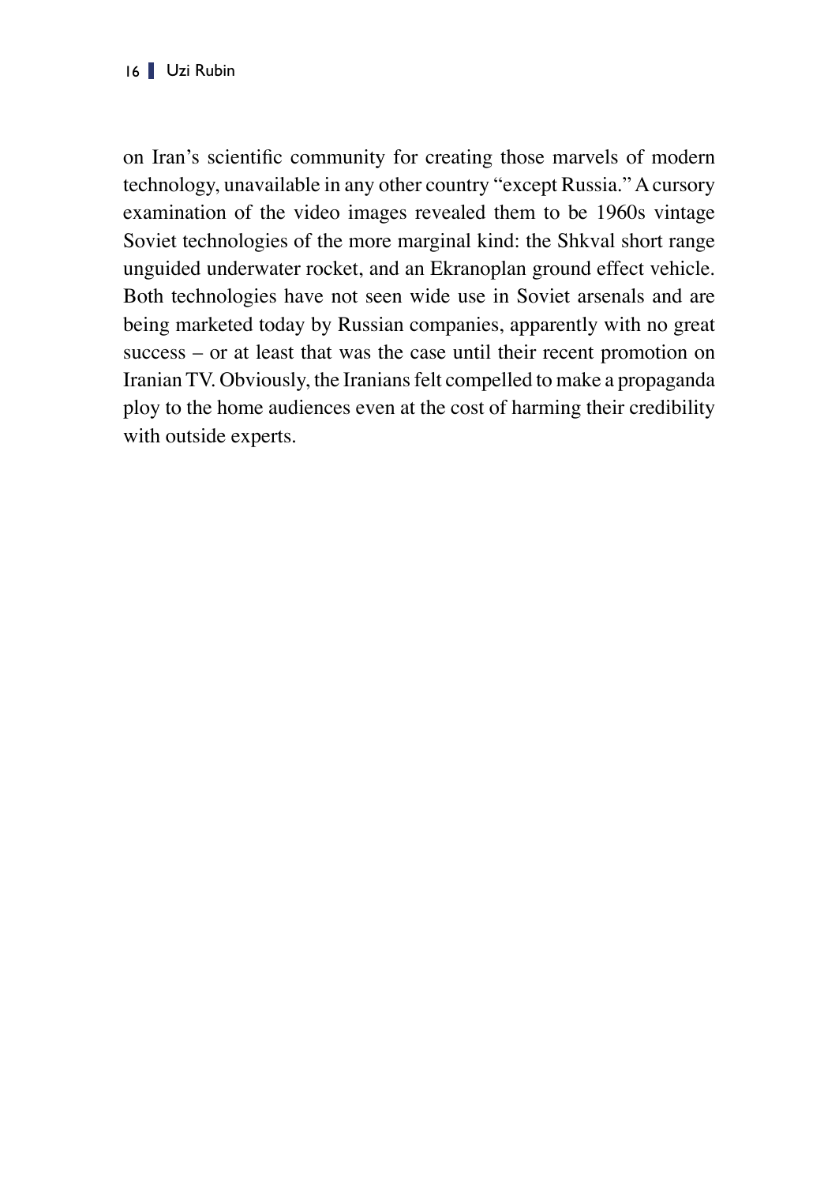on Iran's scientific community for creating those marvels of modern technology, unavailable in any other country "except Russia." A cursory examination of the video images revealed them to be 1960s vintage Soviet technologies of the more marginal kind: the Shkval short range unguided underwater rocket, and an Ekranoplan ground effect vehicle. Both technologies have not seen wide use in Soviet arsenals and are being marketed today by Russian companies, apparently with no great success – or at least that was the case until their recent promotion on Iranian TV. Obviously, the Iranians felt compelled to make a propaganda ploy to the home audiences even at the cost of harming their credibility with outside experts.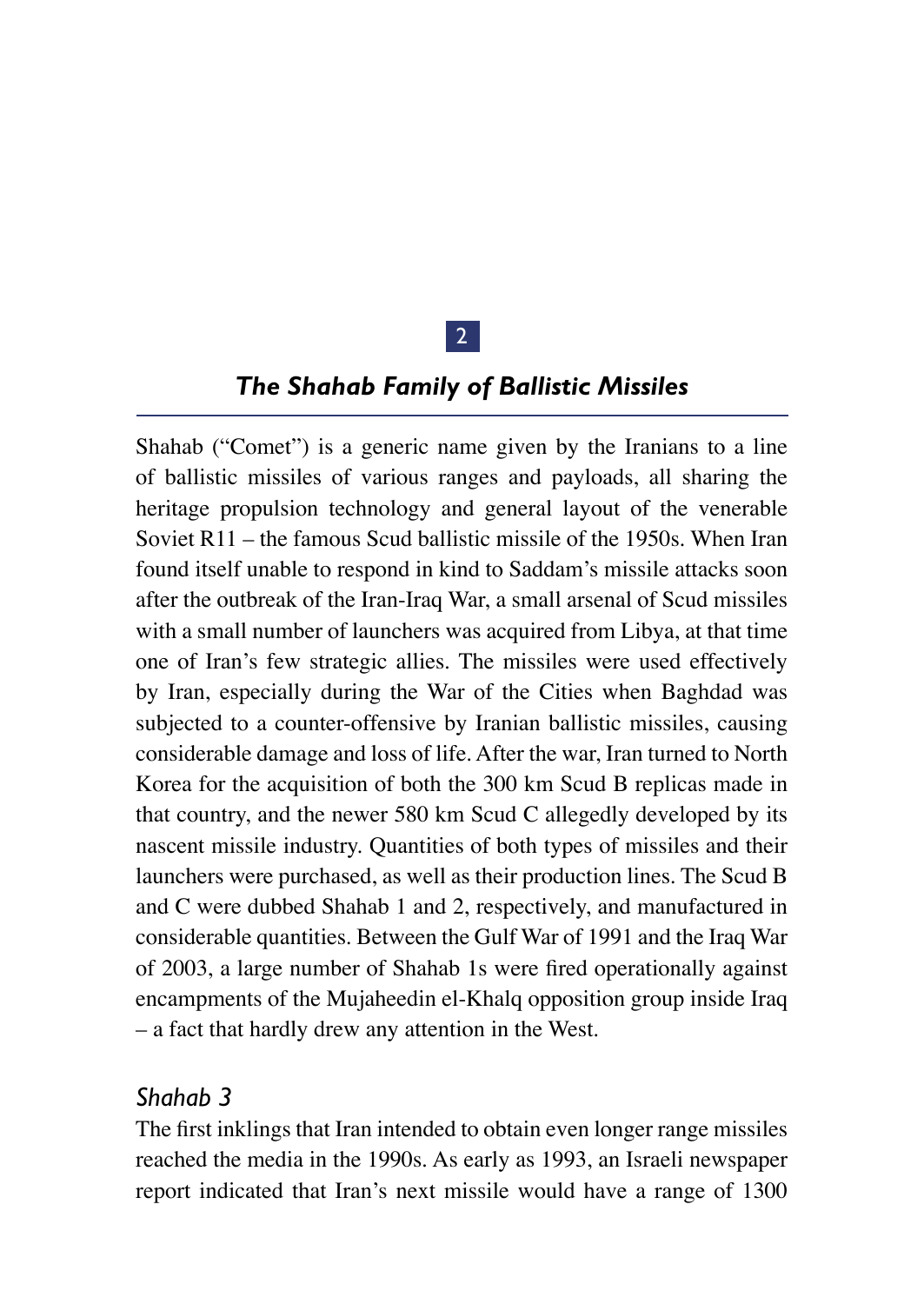# 2

## *The Shahab Family of Ballistic Missiles*

Shahab ("Comet") is a generic name given by the Iranians to a line of ballistic missiles of various ranges and payloads, all sharing the heritage propulsion technology and general layout of the venerable Soviet R11 – the famous Scud ballistic missile of the 1950s. When Iran found itself unable to respond in kind to Saddam's missile attacks soon after the outbreak of the Iran-Iraq War, a small arsenal of Scud missiles with a small number of launchers was acquired from Libya, at that time one of Iran's few strategic allies. The missiles were used effectively by Iran, especially during the War of the Cities when Baghdad was subjected to a counter-offensive by Iranian ballistic missiles, causing considerable damage and loss of life. After the war, Iran turned to North Korea for the acquisition of both the 300 km Scud B replicas made in that country, and the newer 580 km Scud C allegedly developed by its nascent missile industry. Quantities of both types of missiles and their launchers were purchased, as well as their production lines. The Scud B and C were dubbed Shahab 1 and 2, respectively, and manufactured in considerable quantities. Between the Gulf War of 1991 and the Iraq War of 2003, a large number of Shahab 1s were fired operationally against encampments of the Mujaheedin el-Khalq opposition group inside Iraq – a fact that hardly drew any attention in the West.

### *Shahab 3*

The first inklings that Iran intended to obtain even longer range missiles reached the media in the 1990s. As early as 1993, an Israeli newspaper report indicated that Iran's next missile would have a range of 1300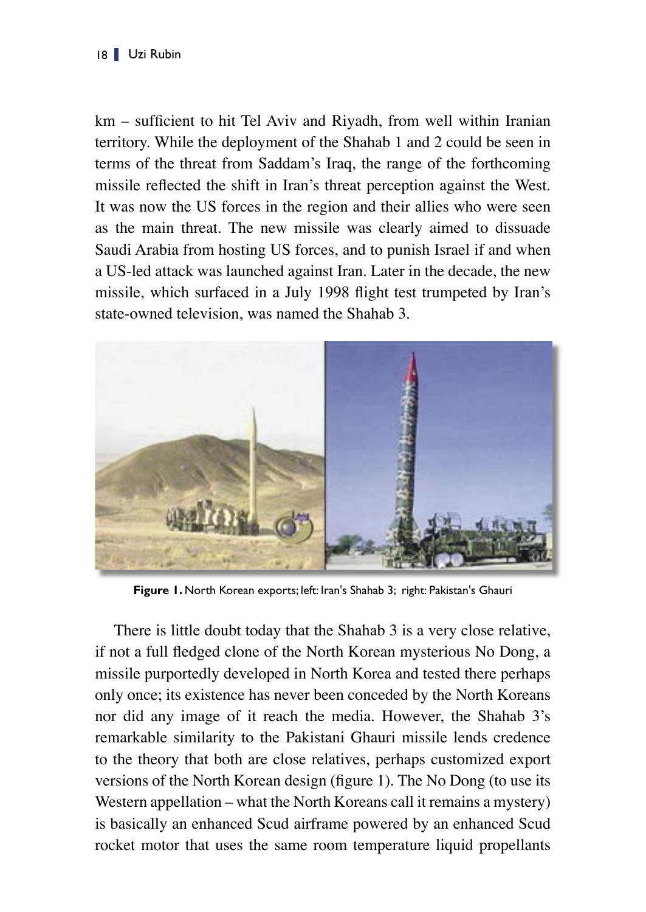km – sufficient to hit Tel Aviv and Riyadh, from well within Iranian territory. While the deployment of the Shahab 1 and 2 could be seen in terms of the threat from Saddam's Iraq, the range of the forthcoming missile reflected the shift in Iran's threat perception against the West. It was now the US forces in the region and their allies who were seen as the main threat. The new missile was clearly aimed to dissuade Saudi Arabia from hosting US forces, and to punish Israel if and when a US-led attack was launched against Iran. Later in the decade, the new missile, which surfaced in a July 1998 flight test trumpeted by Iran's state-owned television, was named the Shahab 3.

**Figure 1.** North Korean exports; left: Iran's Shahab 3; right: Pakistan's Ghauri

There is little doubt today that the Shahab 3 is a very close relative, if not a full fledged clone of the North Korean mysterious No Dong, a missile purportedly developed in North Korea and tested there perhaps only once; its existence has never been conceded by the North Koreans nor did any image of it reach the media. However, the Shahab 3's remarkable similarity to the Pakistani Ghauri missile lends credence to the theory that both are close relatives, perhaps customized export versions of the North Korean design (figure 1). The No Dong (to use its Western appellation – what the North Koreans call it remains a mystery) is basically an enhanced Scud airframe powered by an enhanced Scud rocket motor that uses the same room temperature liquid propellants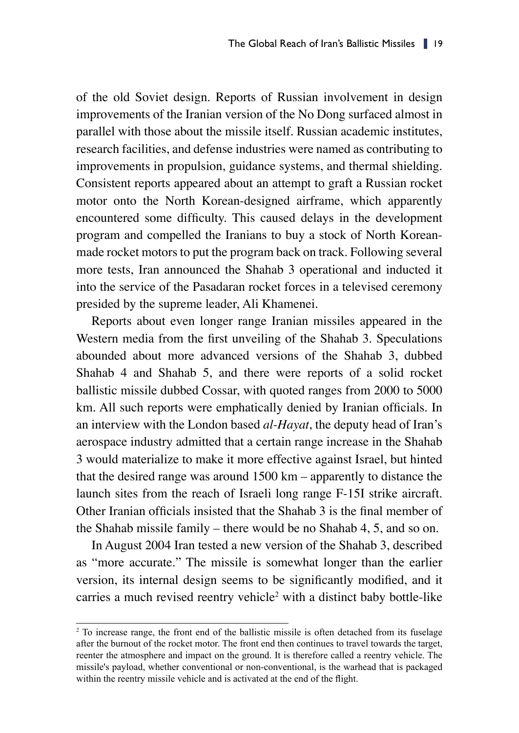of the old Soviet design. Reports of Russian involvement in design improvements of the Iranian version of the No Dong surfaced almost in parallel with those about the missile itself. Russian academic institutes, research facilities, and defense industries were named as contributing to improvements in propulsion, guidance systems, and thermal shielding. Consistent reports appeared about an attempt to graft a Russian rocket motor onto the North Korean-designed airframe, which apparently encountered some difficulty. This caused delays in the development program and compelled the Iranians to buy a stock of North Korean-made rocket motors to put the program back on track. Following several more tests, Iran announced the Shahab 3 operational and inducted it into the service of the Pasadaran rocket forces in a televised ceremony presided by the supreme leader, Ali Khamenei.

Reports about even longer range Iranian missiles appeared in the Western media from the first unveiling of the Shahab 3. Speculations abounded about more advanced versions of the Shahab 3, dubbed Shahab 4 and Shahab 5, and there were reports of a solid rocket ballistic missile dubbed Cossar, with quoted ranges from 2000 to 5000 km. All such reports were emphatically denied by Iranian officials. In an interview with the London based *al-Hayat*, the deputy head of Iran's aerospace industry admitted that a certain range increase in the Shahab 3 would materialize to make it more effective against Israel, but hinted that the desired range was around 1500 km – apparently to distance the launch sites from the reach of Israeli long range F-15I strike aircraft. Other Iranian officials insisted that the Shahab 3 is the final member of the Shahab missile family – there would be no Shahab 4, 5, and so on.

In August 2004 Iran tested a new version of the Shahab 3, described as "more accurate." The missile is somewhat longer than the earlier version, its internal design seems to be significantly modified, and it carries a much revised reentry vehicle[2] with a distinct baby bottle-like

---

[2] To increase range, the front end of the ballistic missile is often detached from its fuselage after the burnout of the rocket motor. The front end then continues to travel towards the target, reenter the atmosphere and impact on the ground. It is therefore called a reentry vehicle. The missile's payload, whether conventional or non-conventional, is the warhead that is packaged within the reentry missile vehicle and is activated at the end of the flight.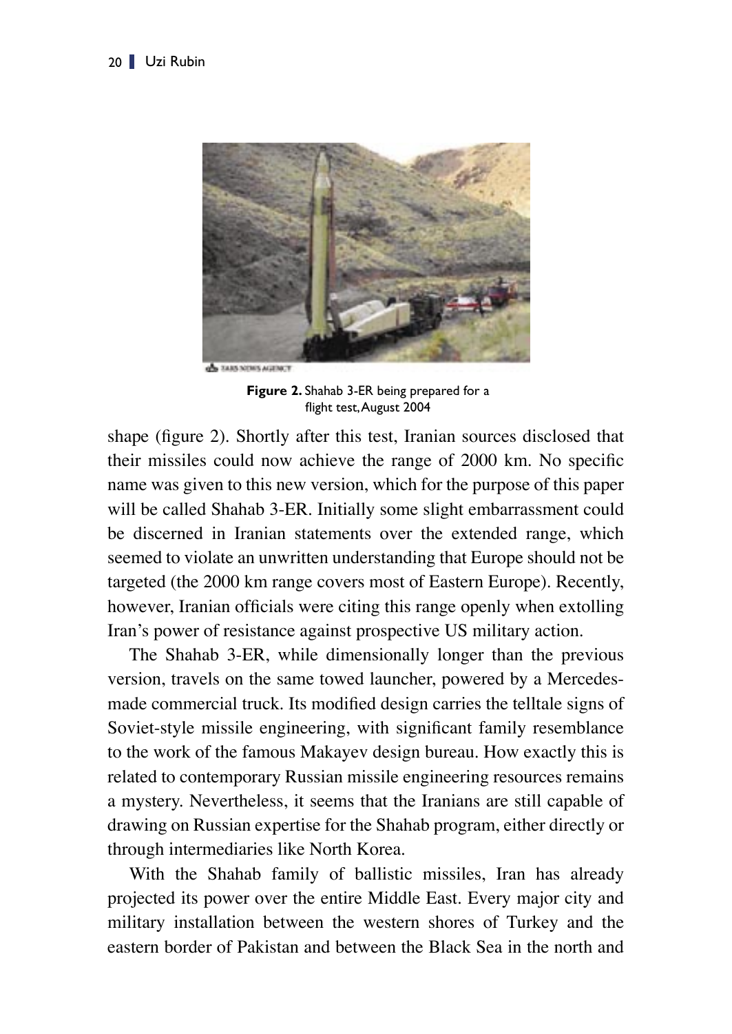**Figure 2.** Shahab 3-ER being prepared for a flight test, August 2004

shape (figure 2). Shortly after this test, Iranian sources disclosed that their missiles could now achieve the range of 2000 km. No specific name was given to this new version, which for the purpose of this paper will be called Shahab 3-ER. Initially some slight embarrassment could be discerned in Iranian statements over the extended range, which seemed to violate an unwritten understanding that Europe should not be targeted (the 2000 km range covers most of Eastern Europe). Recently, however, Iranian officials were citing this range openly when extolling Iran's power of resistance against prospective US military action.

The Shahab 3-ER, while dimensionally longer than the previous version, travels on the same towed launcher, powered by a Mercedes-made commercial truck. Its modified design carries the telltale signs of Soviet-style missile engineering, with significant family resemblance to the work of the famous Makayev design bureau. How exactly this is related to contemporary Russian missile engineering resources remains a mystery. Nevertheless, it seems that the Iranians are still capable of drawing on Russian expertise for the Shahab program, either directly or through intermediaries like North Korea.

With the Shahab family of ballistic missiles, Iran has already projected its power over the entire Middle East. Every major city and military installation between the western shores of Turkey and the eastern border of Pakistan and between the Black Sea in the north and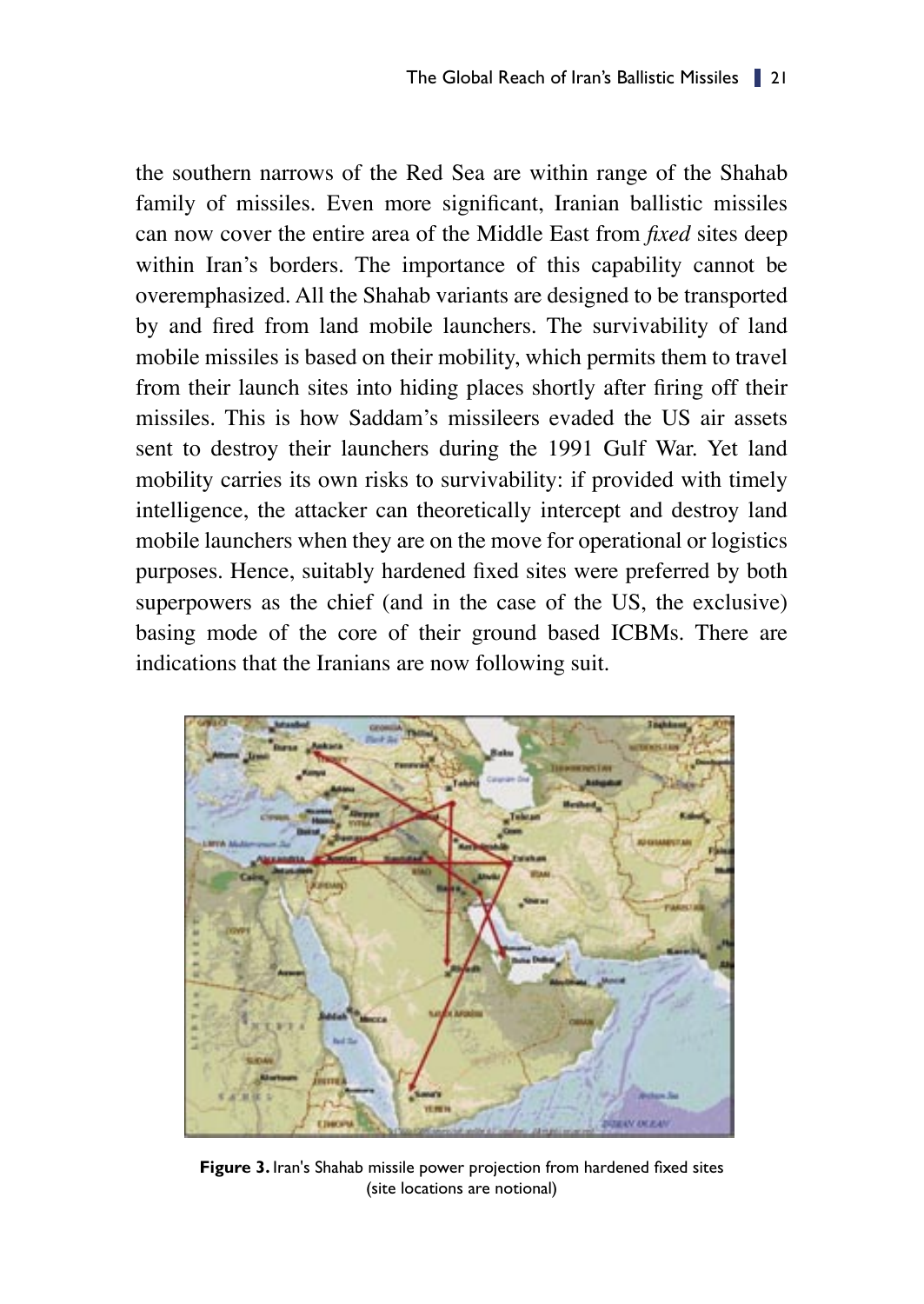the southern narrows of the Red Sea are within range of the Shahab family of missiles. Even more significant, Iranian ballistic missiles can now cover the entire area of the Middle East from *fixed* sites deep within Iran's borders. The importance of this capability cannot be overemphasized. All the Shahab variants are designed to be transported by and fired from land mobile launchers. The survivability of land mobile missiles is based on their mobility, which permits them to travel from their launch sites into hiding places shortly after firing off their missiles. This is how Saddam's missileers evaded the US air assets sent to destroy their launchers during the 1991 Gulf War. Yet land mobility carries its own risks to survivability: if provided with timely intelligence, the attacker can theoretically intercept and destroy land mobile launchers when they are on the move for operational or logistics purposes. Hence, suitably hardened fixed sites were preferred by both superpowers as the chief (and in the case of the US, the exclusive) basing mode of the core of their ground based ICBMs. There are indications that the Iranians are now following suit.

**Figure 3.** Iran's Shahab missile power projection from hardened fixed sites (site locations are notional)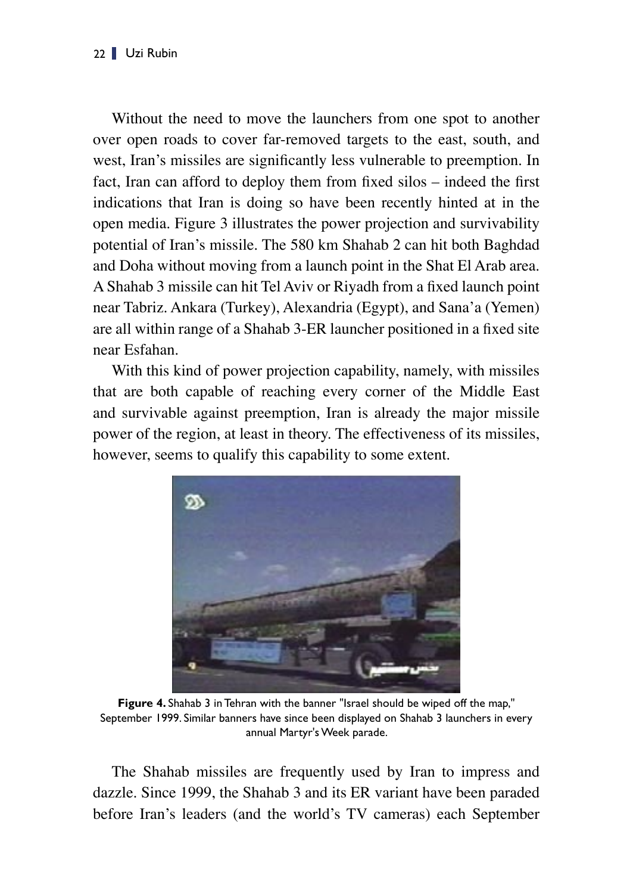Without the need to move the launchers from one spot to another over open roads to cover far-removed targets to the east, south, and west, Iran's missiles are significantly less vulnerable to preemption. In fact, Iran can afford to deploy them from fixed silos – indeed the first indications that Iran is doing so have been recently hinted at in the open media. Figure 3 illustrates the power projection and survivability potential of Iran's missile. The 580 km Shahab 2 can hit both Baghdad and Doha without moving from a launch point in the Shat El Arab area. A Shahab 3 missile can hit Tel Aviv or Riyadh from a fixed launch point near Tabriz. Ankara (Turkey), Alexandria (Egypt), and Sana'a (Yemen) are all within range of a Shahab 3-ER launcher positioned in a fixed site near Esfahan.

With this kind of power projection capability, namely, with missiles that are both capable of reaching every corner of the Middle East and survivable against preemption, Iran is already the major missile power of the region, at least in theory. The effectiveness of its missiles, however, seems to qualify this capability to some extent.

**Figure 4.** Shahab 3 in Tehran with the banner "Israel should be wiped off the map," September 1999. Similar banners have since been displayed on Shahab 3 launchers in every annual Martyr's Week parade.

The Shahab missiles are frequently used by Iran to impress and dazzle. Since 1999, the Shahab 3 and its ER variant have been paraded before Iran's leaders (and the world's TV cameras) each September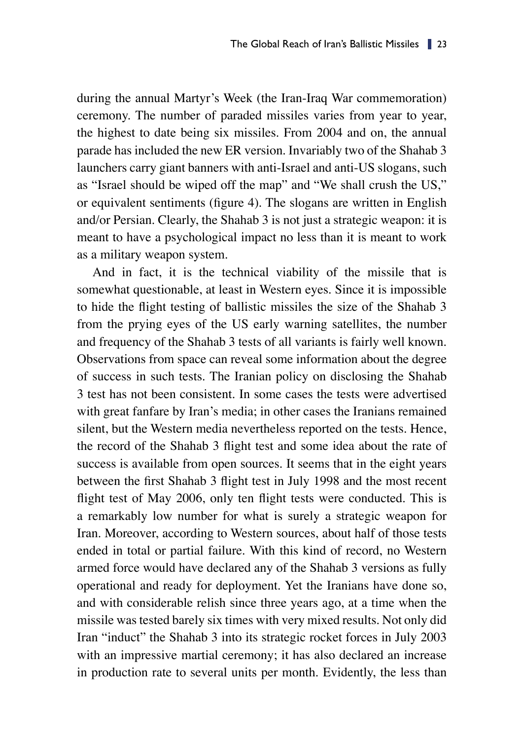during the annual Martyr's Week (the Iran-Iraq War commemoration) ceremony. The number of paraded missiles varies from year to year, the highest to date being six missiles. From 2004 and on, the annual parade has included the new ER version. Invariably two of the Shahab 3 launchers carry giant banners with anti-Israel and anti-US slogans, such as "Israel should be wiped off the map" and "We shall crush the US," or equivalent sentiments (figure 4). The slogans are written in English and/or Persian. Clearly, the Shahab 3 is not just a strategic weapon: it is meant to have a psychological impact no less than it is meant to work as a military weapon system.

And in fact, it is the technical viability of the missile that is somewhat questionable, at least in Western eyes. Since it is impossible to hide the flight testing of ballistic missiles the size of the Shahab 3 from the prying eyes of the US early warning satellites, the number and frequency of the Shahab 3 tests of all variants is fairly well known. Observations from space can reveal some information about the degree of success in such tests. The Iranian policy on disclosing the Shahab 3 test has not been consistent. In some cases the tests were advertised with great fanfare by Iran's media; in other cases the Iranians remained silent, but the Western media nevertheless reported on the tests. Hence, the record of the Shahab 3 flight test and some idea about the rate of success is available from open sources. It seems that in the eight years between the first Shahab 3 flight test in July 1998 and the most recent flight test of May 2006, only ten flight tests were conducted. This is a remarkably low number for what is surely a strategic weapon for Iran. Moreover, according to Western sources, about half of those tests ended in total or partial failure. With this kind of record, no Western armed force would have declared any of the Shahab 3 versions as fully operational and ready for deployment. Yet the Iranians have done so, and with considerable relish since three years ago, at a time when the missile was tested barely six times with very mixed results. Not only did Iran "induct" the Shahab 3 into its strategic rocket forces in July 2003 with an impressive martial ceremony; it has also declared an increase in production rate to several units per month. Evidently, the less than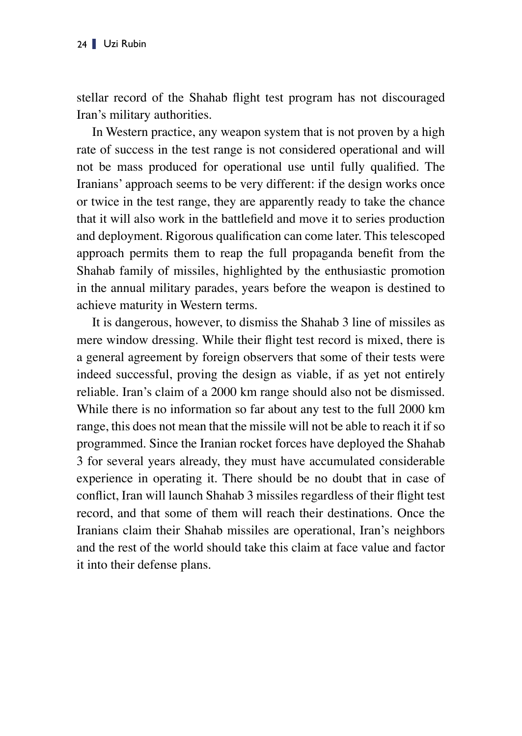stellar record of the Shahab flight test program has not discouraged Iran's military authorities.

In Western practice, any weapon system that is not proven by a high rate of success in the test range is not considered operational and will not be mass produced for operational use until fully qualified. The Iranians' approach seems to be very different: if the design works once or twice in the test range, they are apparently ready to take the chance that it will also work in the battlefield and move it to series production and deployment. Rigorous qualification can come later. This telescoped approach permits them to reap the full propaganda benefit from the Shahab family of missiles, highlighted by the enthusiastic promotion in the annual military parades, years before the weapon is destined to achieve maturity in Western terms.

It is dangerous, however, to dismiss the Shahab 3 line of missiles as mere window dressing. While their flight test record is mixed, there is a general agreement by foreign observers that some of their tests were indeed successful, proving the design as viable, if as yet not entirely reliable. Iran's claim of a 2000 km range should also not be dismissed. While there is no information so far about any test to the full 2000 km range, this does not mean that the missile will not be able to reach it if so programmed. Since the Iranian rocket forces have deployed the Shahab 3 for several years already, they must have accumulated considerable experience in operating it. There should be no doubt that in case of conflict, Iran will launch Shahab 3 missiles regardless of their flight test record, and that some of them will reach their destinations. Once the Iranians claim their Shahab missiles are operational, Iran's neighbors and the rest of the world should take this claim at face value and factor it into their defense plans.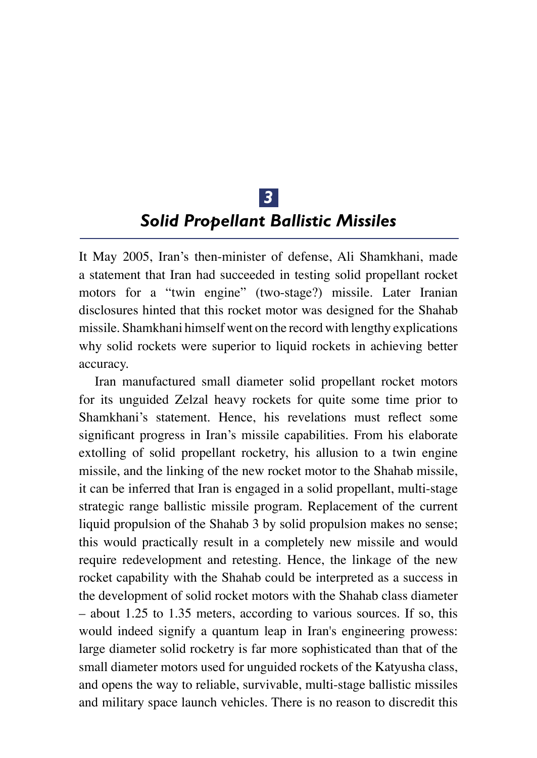# 3

## *Solid Propellant Ballistic Missiles*

It May 2005, Iran's then-minister of defense, Ali Shamkhani, made a statement that Iran had succeeded in testing solid propellant rocket motors for a "twin engine" (two-stage?) missile. Later Iranian disclosures hinted that this rocket motor was designed for the Shahab missile. Shamkhani himself went on the record with lengthy explications why solid rockets were superior to liquid rockets in achieving better accuracy.

Iran manufactured small diameter solid propellant rocket motors for its unguided Zelzal heavy rockets for quite some time prior to Shamkhani's statement. Hence, his revelations must reflect some significant progress in Iran's missile capabilities. From his elaborate extolling of solid propellant rocketry, his allusion to a twin engine missile, and the linking of the new rocket motor to the Shahab missile, it can be inferred that Iran is engaged in a solid propellant, multi-stage strategic range ballistic missile program. Replacement of the current liquid propulsion of the Shahab 3 by solid propulsion makes no sense; this would practically result in a completely new missile and would require redevelopment and retesting. Hence, the linkage of the new rocket capability with the Shahab could be interpreted as a success in the development of solid rocket motors with the Shahab class diameter – about 1.25 to 1.35 meters, according to various sources. If so, this would indeed signify a quantum leap in Iran's engineering prowess: large diameter solid rocketry is far more sophisticated than that of the small diameter motors used for unguided rockets of the Katyusha class, and opens the way to reliable, survivable, multi-stage ballistic missiles and military space launch vehicles. There is no reason to discredit this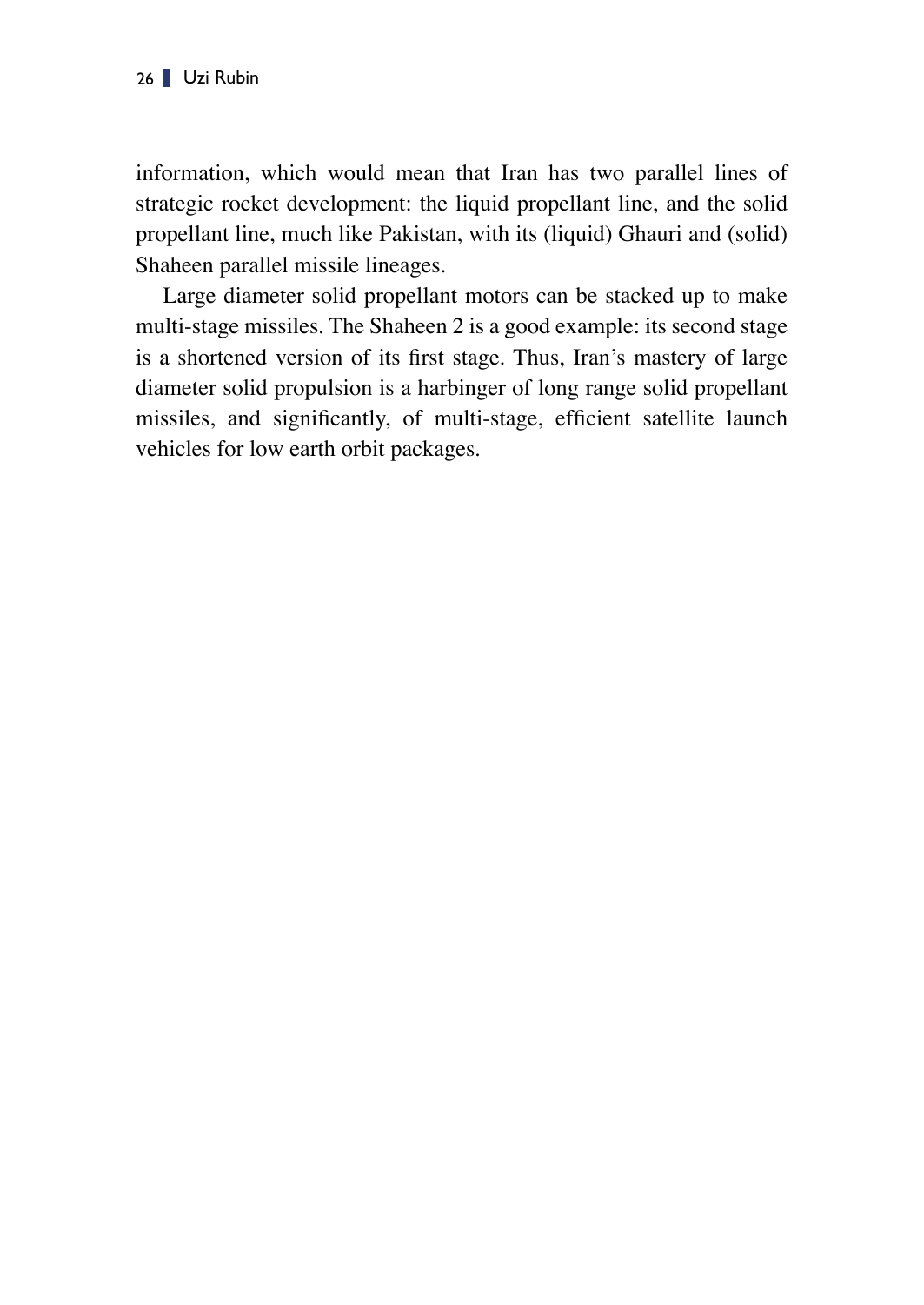information, which would mean that Iran has two parallel lines of strategic rocket development: the liquid propellant line, and the solid propellant line, much like Pakistan, with its (liquid) Ghauri and (solid) Shaheen parallel missile lineages.

Large diameter solid propellant motors can be stacked up to make multi-stage missiles. The Shaheen 2 is a good example: its second stage is a shortened version of its first stage. Thus, Iran's mastery of large diameter solid propulsion is a harbinger of long range solid propellant missiles, and significantly, of multi-stage, efficient satellite launch vehicles for low earth orbit packages.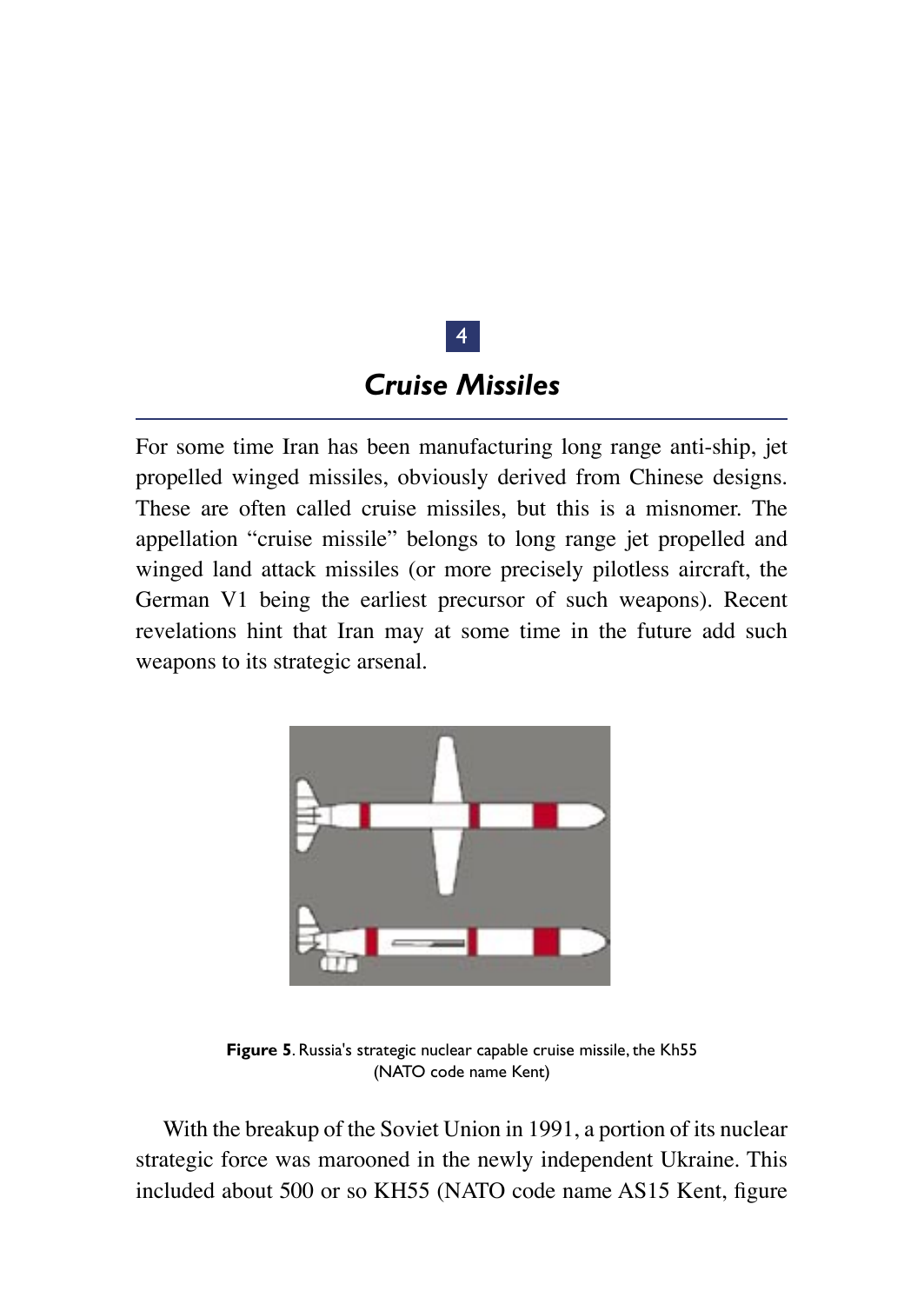# 4

## *Cruise Missiles*

For some time Iran has been manufacturing long range anti-ship, jet propelled winged missiles, obviously derived from Chinese designs. These are often called cruise missiles, but this is a misnomer. The appellation "cruise missile" belongs to long range jet propelled and winged land attack missiles (or more precisely pilotless aircraft, the German V1 being the earliest precursor of such weapons). Recent revelations hint that Iran may at some time in the future add such weapons to its strategic arsenal.

**Figure 5**. Russia's strategic nuclear capable cruise missile, the Kh55 (NATO code name Kent)

With the breakup of the Soviet Union in 1991, a portion of its nuclear strategic force was marooned in the newly independent Ukraine. This included about 500 or so KH55 (NATO code name AS15 Kent, figure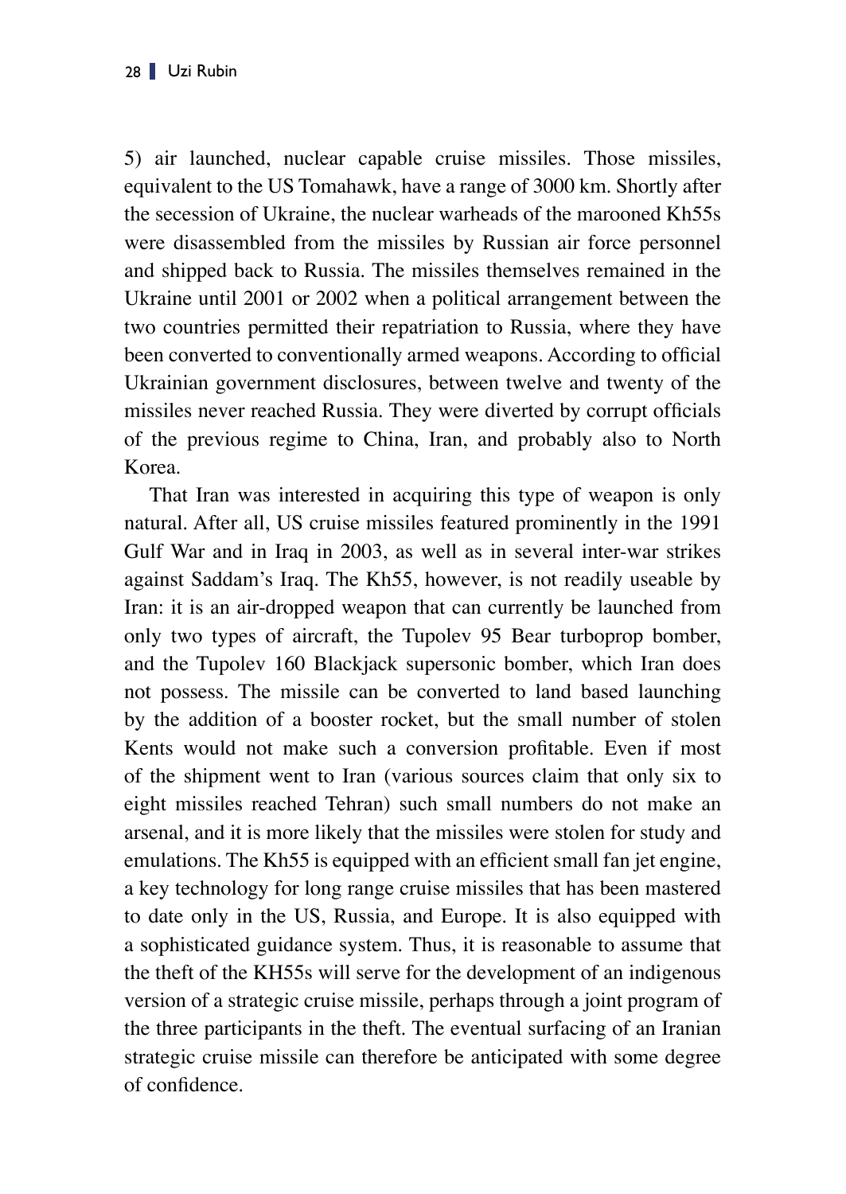5) air launched, nuclear capable cruise missiles. Those missiles, equivalent to the US Tomahawk, have a range of 3000 km. Shortly after the secession of Ukraine, the nuclear warheads of the marooned Kh55s were disassembled from the missiles by Russian air force personnel and shipped back to Russia. The missiles themselves remained in the Ukraine until 2001 or 2002 when a political arrangement between the two countries permitted their repatriation to Russia, where they have been converted to conventionally armed weapons. According to official Ukrainian government disclosures, between twelve and twenty of the missiles never reached Russia. They were diverted by corrupt officials of the previous regime to China, Iran, and probably also to North Korea.

That Iran was interested in acquiring this type of weapon is only natural. After all, US cruise missiles featured prominently in the 1991 Gulf War and in Iraq in 2003, as well as in several inter-war strikes against Saddam's Iraq. The Kh55, however, is not readily useable by Iran: it is an air-dropped weapon that can currently be launched from only two types of aircraft, the Tupolev 95 Bear turboprop bomber, and the Tupolev 160 Blackjack supersonic bomber, which Iran does not possess. The missile can be converted to land based launching by the addition of a booster rocket, but the small number of stolen Kents would not make such a conversion profitable. Even if most of the shipment went to Iran (various sources claim that only six to eight missiles reached Tehran) such small numbers do not make an arsenal, and it is more likely that the missiles were stolen for study and emulations. The Kh55 is equipped with an efficient small fan jet engine, a key technology for long range cruise missiles that has been mastered to date only in the US, Russia, and Europe. It is also equipped with a sophisticated guidance system. Thus, it is reasonable to assume that the theft of the KH55s will serve for the development of an indigenous version of a strategic cruise missile, perhaps through a joint program of the three participants in the theft. The eventual surfacing of an Iranian strategic cruise missile can therefore be anticipated with some degree of confidence.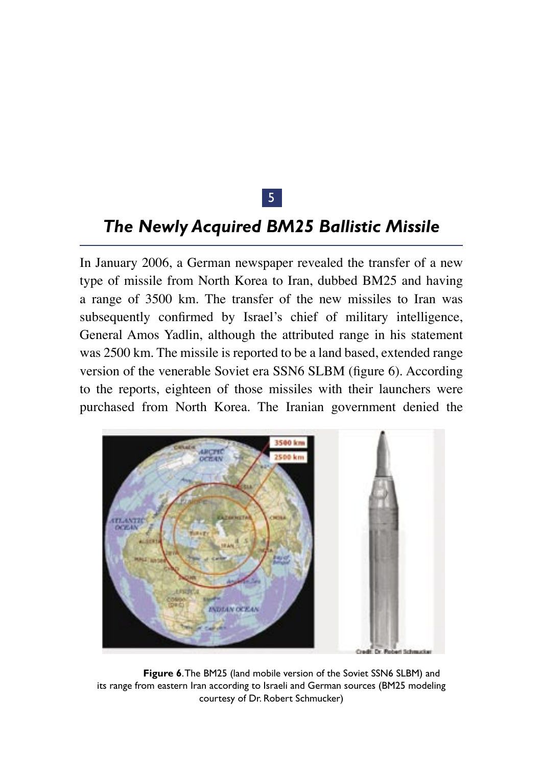# 5

## *The Newly Acquired BM25 Ballistic Missile*

In January 2006, a German newspaper revealed the transfer of a new type of missile from North Korea to Iran, dubbed BM25 and having a range of 3500 km. The transfer of the new missiles to Iran was subsequently confirmed by Israel's chief of military intelligence, General Amos Yadlin, although the attributed range in his statement was 2500 km. The missile is reported to be a land based, extended range version of the venerable Soviet era SSN6 SLBM (figure 6). According to the reports, eighteen of those missiles with their launchers were purchased from North Korea. The Iranian government denied the

**Figure 6**. The BM25 (land mobile version of the Soviet SSN6 SLBM) and its range from eastern Iran according to Israeli and German sources (BM25 modeling courtesy of Dr. Robert Schmucker)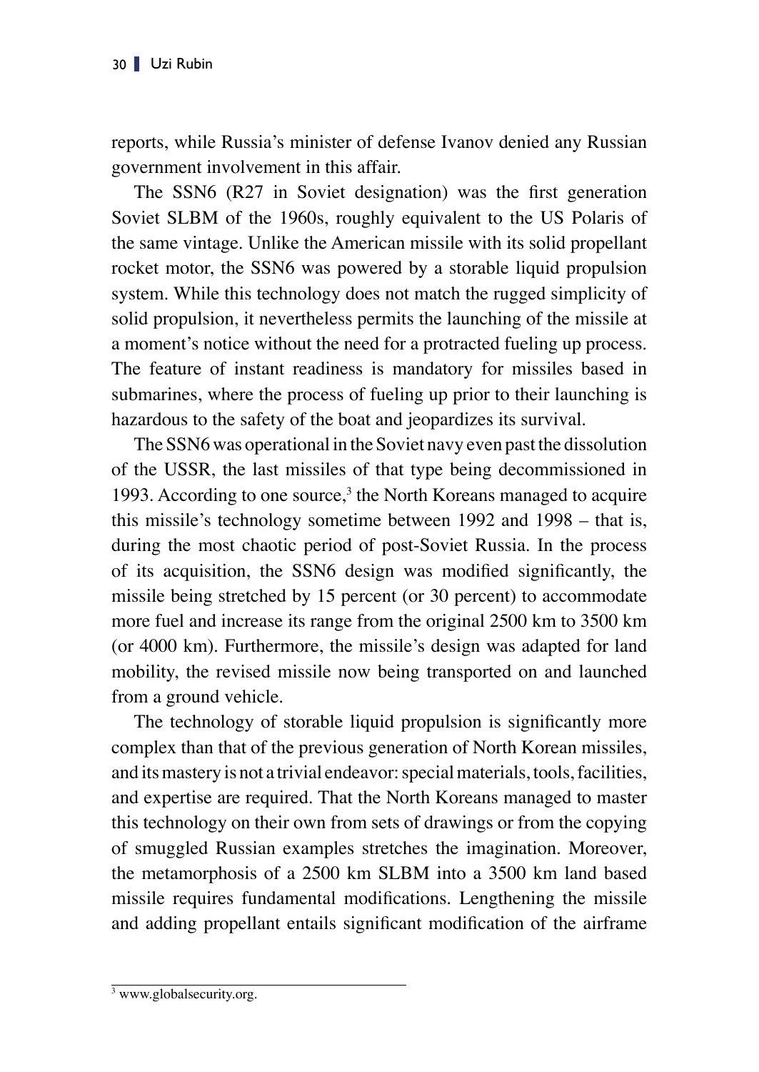reports, while Russia's minister of defense Ivanov denied any Russian government involvement in this affair.

The SSN6 (R27 in Soviet designation) was the first generation Soviet SLBM of the 1960s, roughly equivalent to the US Polaris of the same vintage. Unlike the American missile with its solid propellant rocket motor, the SSN6 was powered by a storable liquid propulsion system. While this technology does not match the rugged simplicity of solid propulsion, it nevertheless permits the launching of the missile at a moment's notice without the need for a protracted fueling up process. The feature of instant readiness is mandatory for missiles based in submarines, where the process of fueling up prior to their launching is hazardous to the safety of the boat and jeopardizes its survival.

The SSN6 was operational in the Soviet navy even past the dissolution of the USSR, the last missiles of that type being decommissioned in 1993. According to one source,[3] the North Koreans managed to acquire this missile's technology sometime between 1992 and 1998 – that is, during the most chaotic period of post-Soviet Russia. In the process of its acquisition, the SSN6 design was modified significantly, the missile being stretched by 15 percent (or 30 percent) to accommodate more fuel and increase its range from the original 2500 km to 3500 km (or 4000 km). Furthermore, the missile's design was adapted for land mobility, the revised missile now being transported on and launched from a ground vehicle.

The technology of storable liquid propulsion is significantly more complex than that of the previous generation of North Korean missiles, and its mastery is not a trivial endeavor: special materials, tools, facilities, and expertise are required. That the North Koreans managed to master this technology on their own from sets of drawings or from the copying of smuggled Russian examples stretches the imagination. Moreover, the metamorphosis of a 2500 km SLBM into a 3500 km land based missile requires fundamental modifications. Lengthening the missile and adding propellant entails significant modification of the airframe

---

[3] www.globalsecurity.org.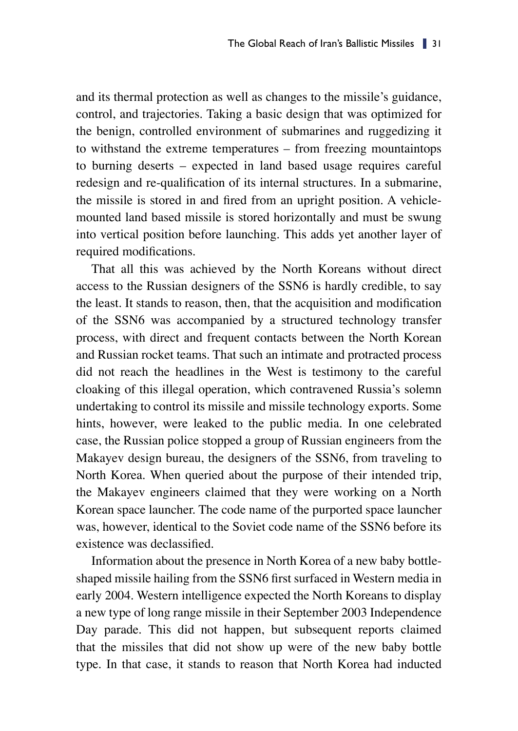and its thermal protection as well as changes to the missile's guidance, control, and trajectories. Taking a basic design that was optimized for the benign, controlled environment of submarines and ruggedizing it to withstand the extreme temperatures – from freezing mountaintops to burning deserts – expected in land based usage requires careful redesign and re-qualification of its internal structures. In a submarine, the missile is stored in and fired from an upright position. A vehicle-mounted land based missile is stored horizontally and must be swung into vertical position before launching. This adds yet another layer of required modifications.

That all this was achieved by the North Koreans without direct access to the Russian designers of the SSN6 is hardly credible, to say the least. It stands to reason, then, that the acquisition and modification of the SSN6 was accompanied by a structured technology transfer process, with direct and frequent contacts between the North Korean and Russian rocket teams. That such an intimate and protracted process did not reach the headlines in the West is testimony to the careful cloaking of this illegal operation, which contravened Russia's solemn undertaking to control its missile and missile technology exports. Some hints, however, were leaked to the public media. In one celebrated case, the Russian police stopped a group of Russian engineers from the Makayev design bureau, the designers of the SSN6, from traveling to North Korea. When queried about the purpose of their intended trip, the Makayev engineers claimed that they were working on a North Korean space launcher. The code name of the purported space launcher was, however, identical to the Soviet code name of the SSN6 before its existence was declassified.

Information about the presence in North Korea of a new baby bottle-shaped missile hailing from the SSN6 first surfaced in Western media in early 2004. Western intelligence expected the North Koreans to display a new type of long range missile in their September 2003 Independence Day parade. This did not happen, but subsequent reports claimed that the missiles that did not show up were of the new baby bottle type. In that case, it stands to reason that North Korea had inducted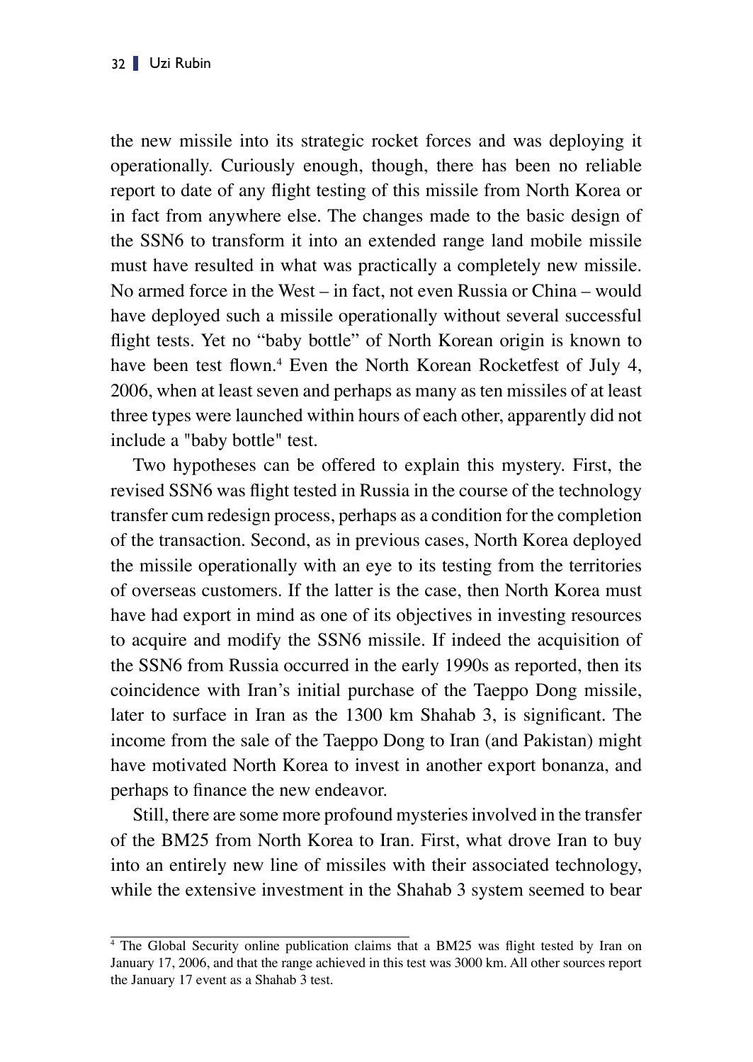the new missile into its strategic rocket forces and was deploying it operationally. Curiously enough, though, there has been no reliable report to date of any flight testing of this missile from North Korea or in fact from anywhere else. The changes made to the basic design of the SSN6 to transform it into an extended range land mobile missile must have resulted in what was practically a completely new missile. No armed force in the West – in fact, not even Russia or China – would have deployed such a missile operationally without several successful flight tests. Yet no "baby bottle" of North Korean origin is known to have been test flown.[4] Even the North Korean Rocketfest of July 4, 2006, when at least seven and perhaps as many as ten missiles of at least three types were launched within hours of each other, apparently did not include a "baby bottle" test.

Two hypotheses can be offered to explain this mystery. First, the revised SSN6 was flight tested in Russia in the course of the technology transfer cum redesign process, perhaps as a condition for the completion of the transaction. Second, as in previous cases, North Korea deployed the missile operationally with an eye to its testing from the territories of overseas customers. If the latter is the case, then North Korea must have had export in mind as one of its objectives in investing resources to acquire and modify the SSN6 missile. If indeed the acquisition of the SSN6 from Russia occurred in the early 1990s as reported, then its coincidence with Iran's initial purchase of the Taeppo Dong missile, later to surface in Iran as the 1300 km Shahab 3, is significant. The income from the sale of the Taeppo Dong to Iran (and Pakistan) might have motivated North Korea to invest in another export bonanza, and perhaps to finance the new endeavor.

Still, there are some more profound mysteries involved in the transfer of the BM25 from North Korea to Iran. First, what drove Iran to buy into an entirely new line of missiles with their associated technology, while the extensive investment in the Shahab 3 system seemed to bear

---

[4] The Global Security online publication claims that a BM25 was flight tested by Iran on January 17, 2006, and that the range achieved in this test was 3000 km. All other sources report the January 17 event as a Shahab 3 test.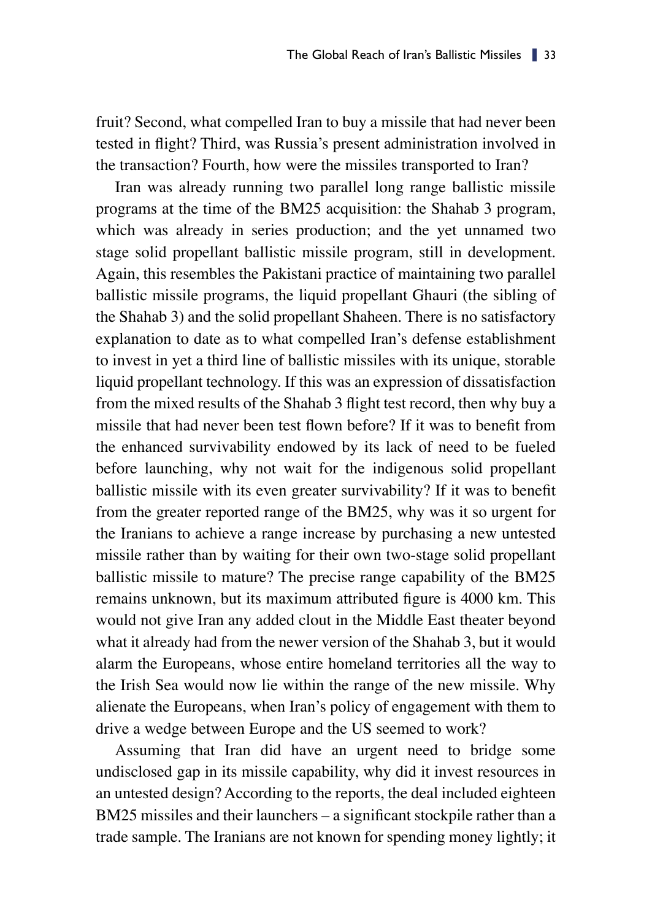fruit? Second, what compelled Iran to buy a missile that had never been tested in flight? Third, was Russia's present administration involved in the transaction? Fourth, how were the missiles transported to Iran?

Iran was already running two parallel long range ballistic missile programs at the time of the BM25 acquisition: the Shahab 3 program, which was already in series production; and the yet unnamed two stage solid propellant ballistic missile program, still in development. Again, this resembles the Pakistani practice of maintaining two parallel ballistic missile programs, the liquid propellant Ghauri (the sibling of the Shahab 3) and the solid propellant Shaheen. There is no satisfactory explanation to date as to what compelled Iran's defense establishment to invest in yet a third line of ballistic missiles with its unique, storable liquid propellant technology. If this was an expression of dissatisfaction from the mixed results of the Shahab 3 flight test record, then why buy a missile that had never been test flown before? If it was to benefit from the enhanced survivability endowed by its lack of need to be fueled before launching, why not wait for the indigenous solid propellant ballistic missile with its even greater survivability? If it was to benefit from the greater reported range of the BM25, why was it so urgent for the Iranians to achieve a range increase by purchasing a new untested missile rather than by waiting for their own two-stage solid propellant ballistic missile to mature? The precise range capability of the BM25 remains unknown, but its maximum attributed figure is 4000 km. This would not give Iran any added clout in the Middle East theater beyond what it already had from the newer version of the Shahab 3, but it would alarm the Europeans, whose entire homeland territories all the way to the Irish Sea would now lie within the range of the new missile. Why alienate the Europeans, when Iran's policy of engagement with them to drive a wedge between Europe and the US seemed to work?

Assuming that Iran did have an urgent need to bridge some undisclosed gap in its missile capability, why did it invest resources in an untested design? According to the reports, the deal included eighteen BM25 missiles and their launchers – a significant stockpile rather than a trade sample. The Iranians are not known for spending money lightly; it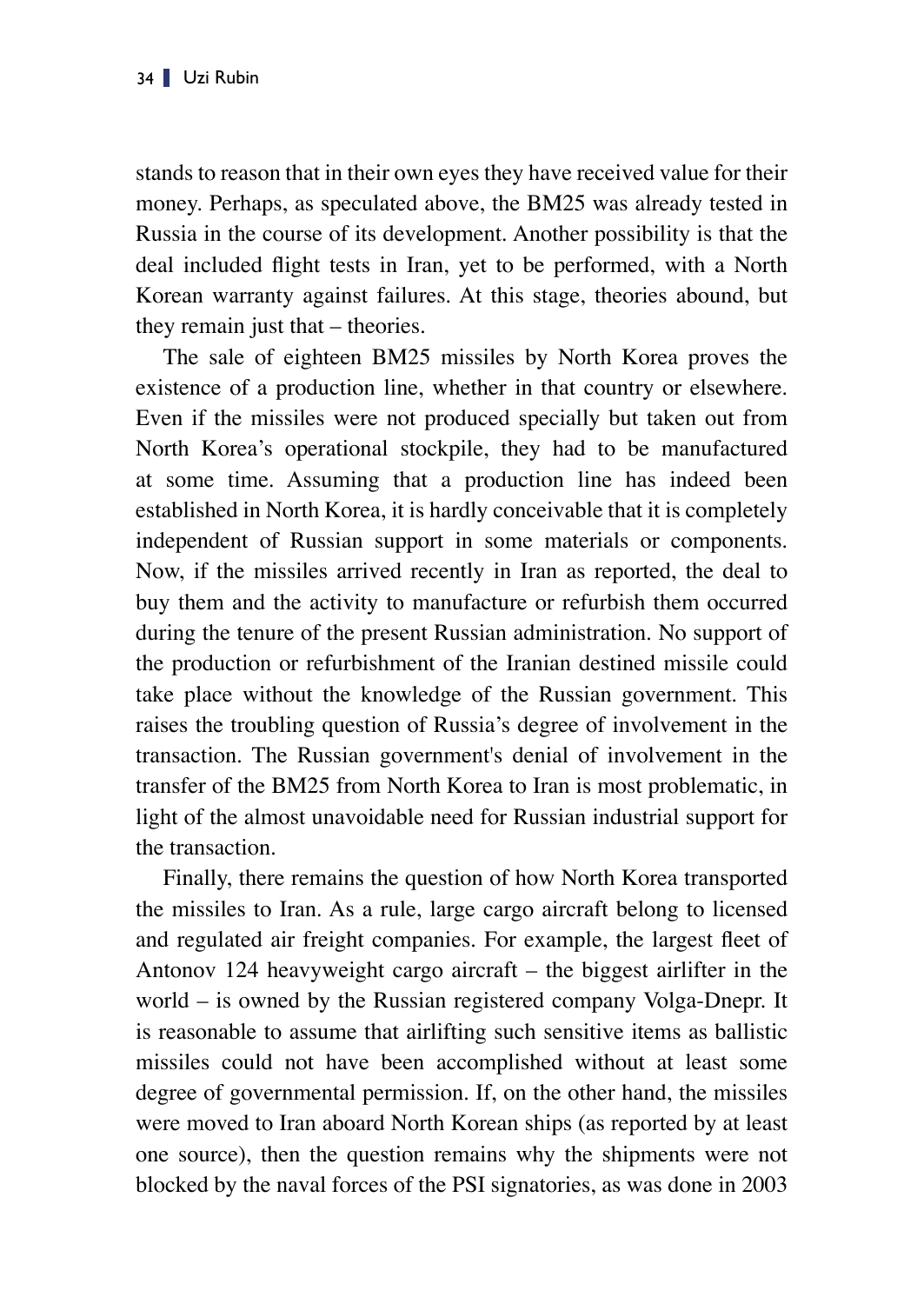stands to reason that in their own eyes they have received value for their money. Perhaps, as speculated above, the BM25 was already tested in Russia in the course of its development. Another possibility is that the deal included flight tests in Iran, yet to be performed, with a North Korean warranty against failures. At this stage, theories abound, but they remain just that – theories.

The sale of eighteen BM25 missiles by North Korea proves the existence of a production line, whether in that country or elsewhere. Even if the missiles were not produced specially but taken out from North Korea's operational stockpile, they had to be manufactured at some time. Assuming that a production line has indeed been established in North Korea, it is hardly conceivable that it is completely independent of Russian support in some materials or components. Now, if the missiles arrived recently in Iran as reported, the deal to buy them and the activity to manufacture or refurbish them occurred during the tenure of the present Russian administration. No support of the production or refurbishment of the Iranian destined missile could take place without the knowledge of the Russian government. This raises the troubling question of Russia's degree of involvement in the transaction. The Russian government's denial of involvement in the transfer of the BM25 from North Korea to Iran is most problematic, in light of the almost unavoidable need for Russian industrial support for the transaction.

Finally, there remains the question of how North Korea transported the missiles to Iran. As a rule, large cargo aircraft belong to licensed and regulated air freight companies. For example, the largest fleet of Antonov 124 heavyweight cargo aircraft – the biggest airlifter in the world – is owned by the Russian registered company Volga-Dnepr. It is reasonable to assume that airlifting such sensitive items as ballistic missiles could not have been accomplished without at least some degree of governmental permission. If, on the other hand, the missiles were moved to Iran aboard North Korean ships (as reported by at least one source), then the question remains why the shipments were not blocked by the naval forces of the PSI signatories, as was done in 2003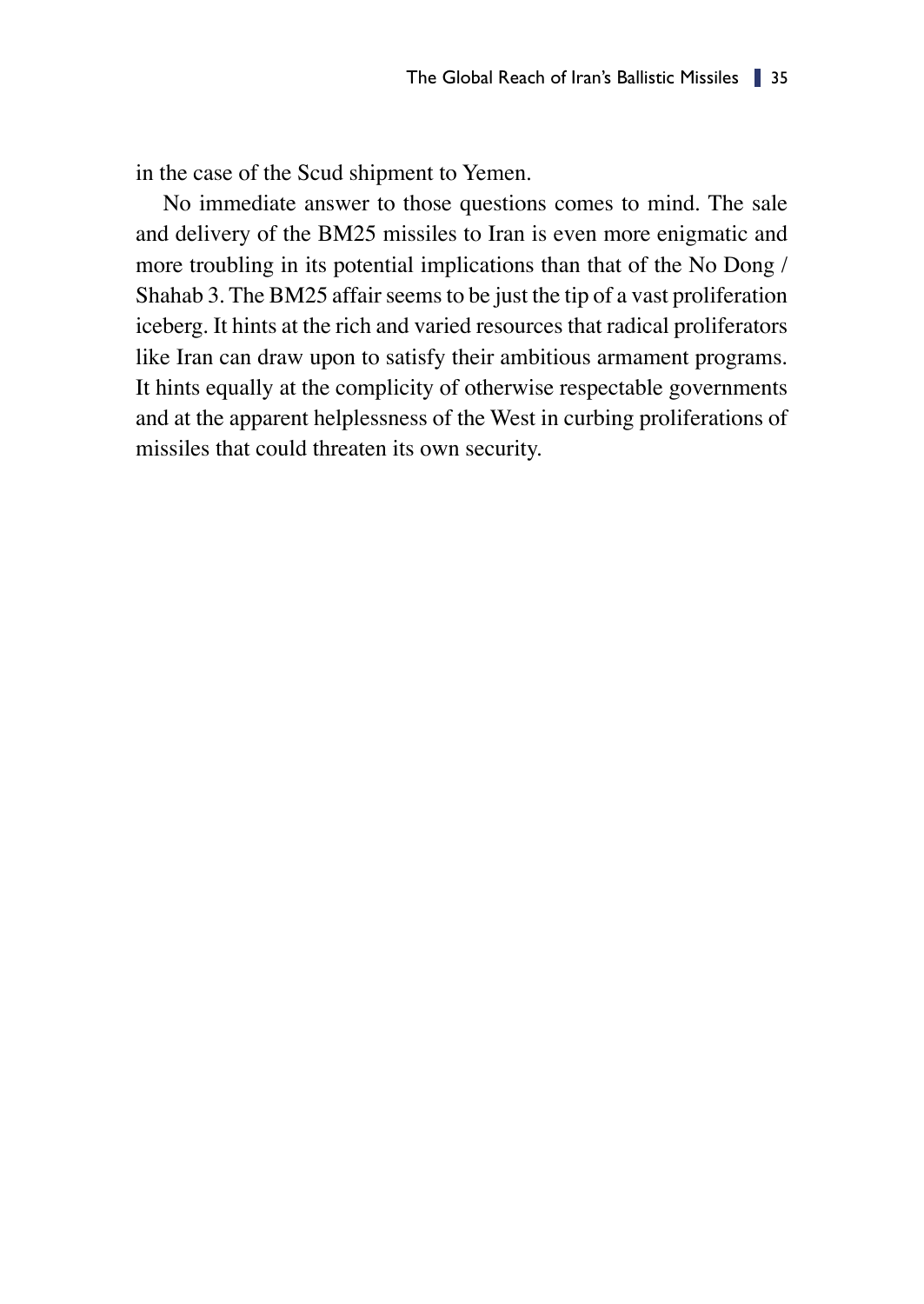in the case of the Scud shipment to Yemen.

No immediate answer to those questions comes to mind. The sale and delivery of the BM25 missiles to Iran is even more enigmatic and more troubling in its potential implications than that of the No Dong / Shahab 3. The BM25 affair seems to be just the tip of a vast proliferation iceberg. It hints at the rich and varied resources that radical proliferators like Iran can draw upon to satisfy their ambitious armament programs. It hints equally at the complicity of otherwise respectable governments and at the apparent helplessness of the West in curbing proliferations of missiles that could threaten its own security.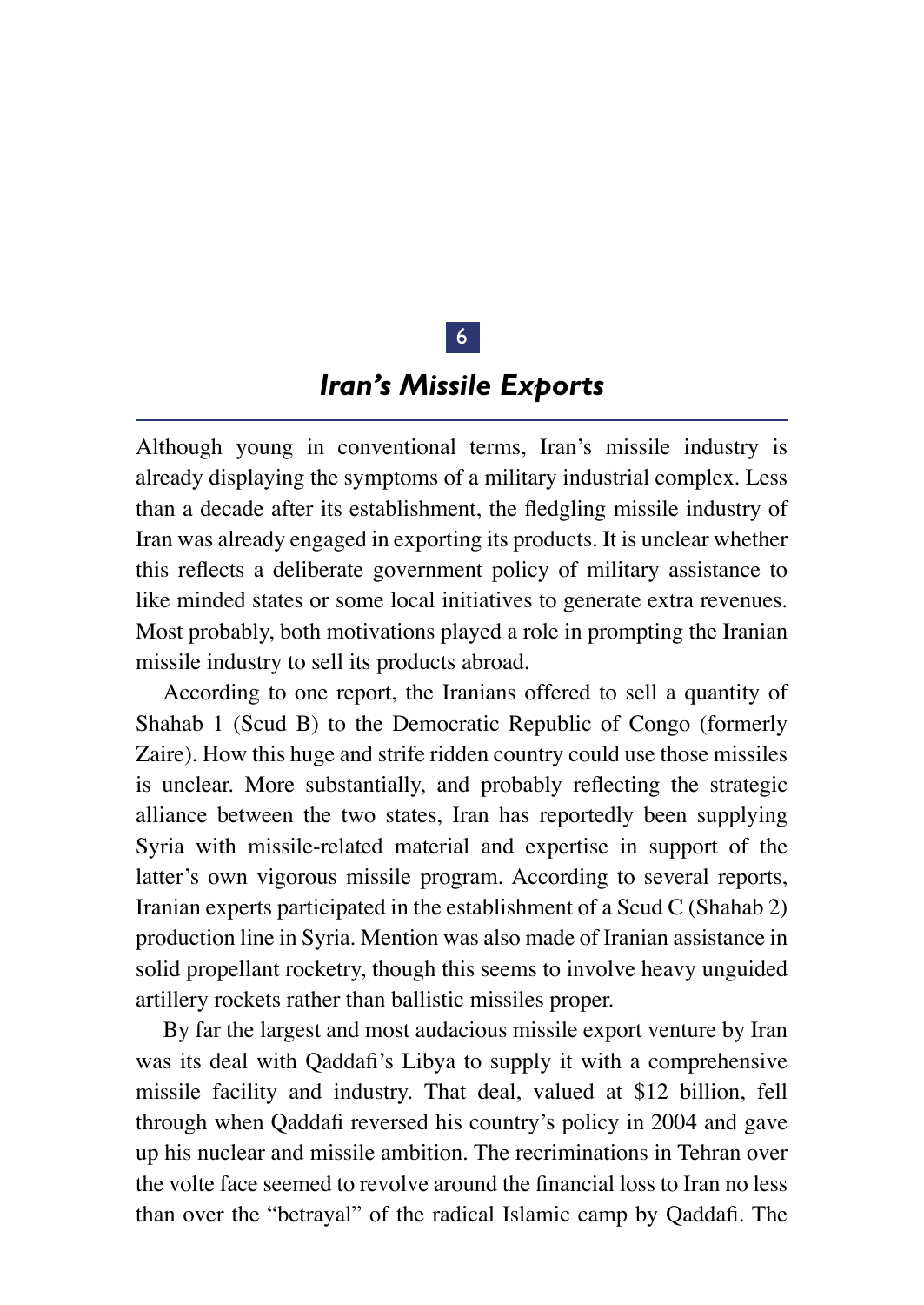# 6

## *Iran's Missile Exports*

Although young in conventional terms, Iran's missile industry is already displaying the symptoms of a military industrial complex. Less than a decade after its establishment, the fledgling missile industry of Iran was already engaged in exporting its products. It is unclear whether this reflects a deliberate government policy of military assistance to like minded states or some local initiatives to generate extra revenues. Most probably, both motivations played a role in prompting the Iranian missile industry to sell its products abroad.

According to one report, the Iranians offered to sell a quantity of Shahab 1 (Scud B) to the Democratic Republic of Congo (formerly Zaire). How this huge and strife ridden country could use those missiles is unclear. More substantially, and probably reflecting the strategic alliance between the two states, Iran has reportedly been supplying Syria with missile-related material and expertise in support of the latter's own vigorous missile program. According to several reports, Iranian experts participated in the establishment of a Scud C (Shahab 2) production line in Syria. Mention was also made of Iranian assistance in solid propellant rocketry, though this seems to involve heavy unguided artillery rockets rather than ballistic missiles proper.

By far the largest and most audacious missile export venture by Iran was its deal with Qaddafi's Libya to supply it with a comprehensive missile facility and industry. That deal, valued at $12 billion, fell through when Qaddafi reversed his country's policy in 2004 and gave up his nuclear and missile ambition. The recriminations in Tehran over the volte face seemed to revolve around the financial loss to Iran no less than over the "betrayal" of the radical Islamic camp by Qaddafi. The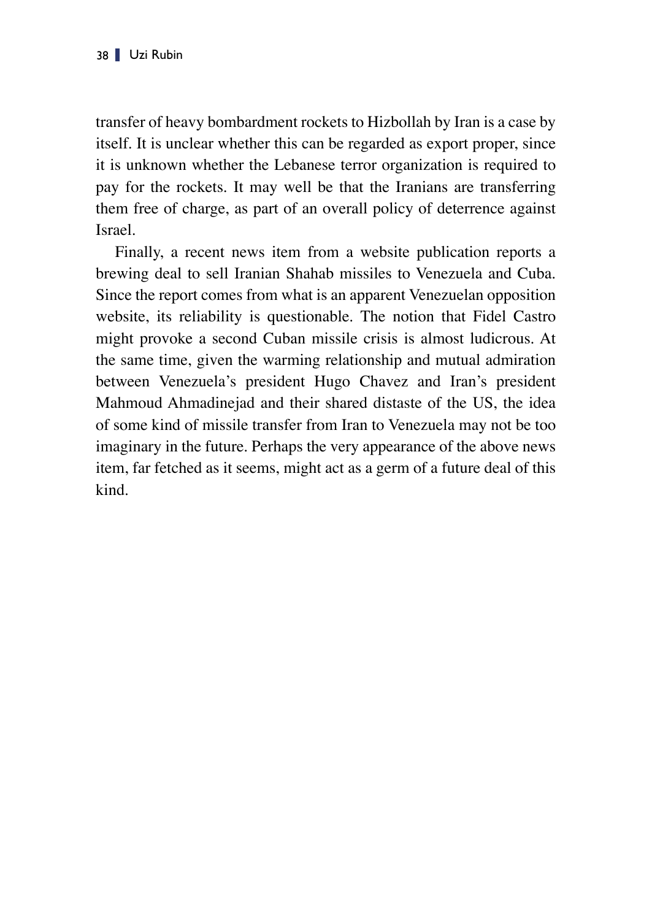transfer of heavy bombardment rockets to Hizbollah by Iran is a case by itself. It is unclear whether this can be regarded as export proper, since it is unknown whether the Lebanese terror organization is required to pay for the rockets. It may well be that the Iranians are transferring them free of charge, as part of an overall policy of deterrence against Israel.

Finally, a recent news item from a website publication reports a brewing deal to sell Iranian Shahab missiles to Venezuela and Cuba. Since the report comes from what is an apparent Venezuelan opposition website, its reliability is questionable. The notion that Fidel Castro might provoke a second Cuban missile crisis is almost ludicrous. At the same time, given the warming relationship and mutual admiration between Venezuela's president Hugo Chavez and Iran's president Mahmoud Ahmadinejad and their shared distaste of the US, the idea of some kind of missile transfer from Iran to Venezuela may not be too imaginary in the future. Perhaps the very appearance of the above news item, far fetched as it seems, might act as a germ of a future deal of this kind.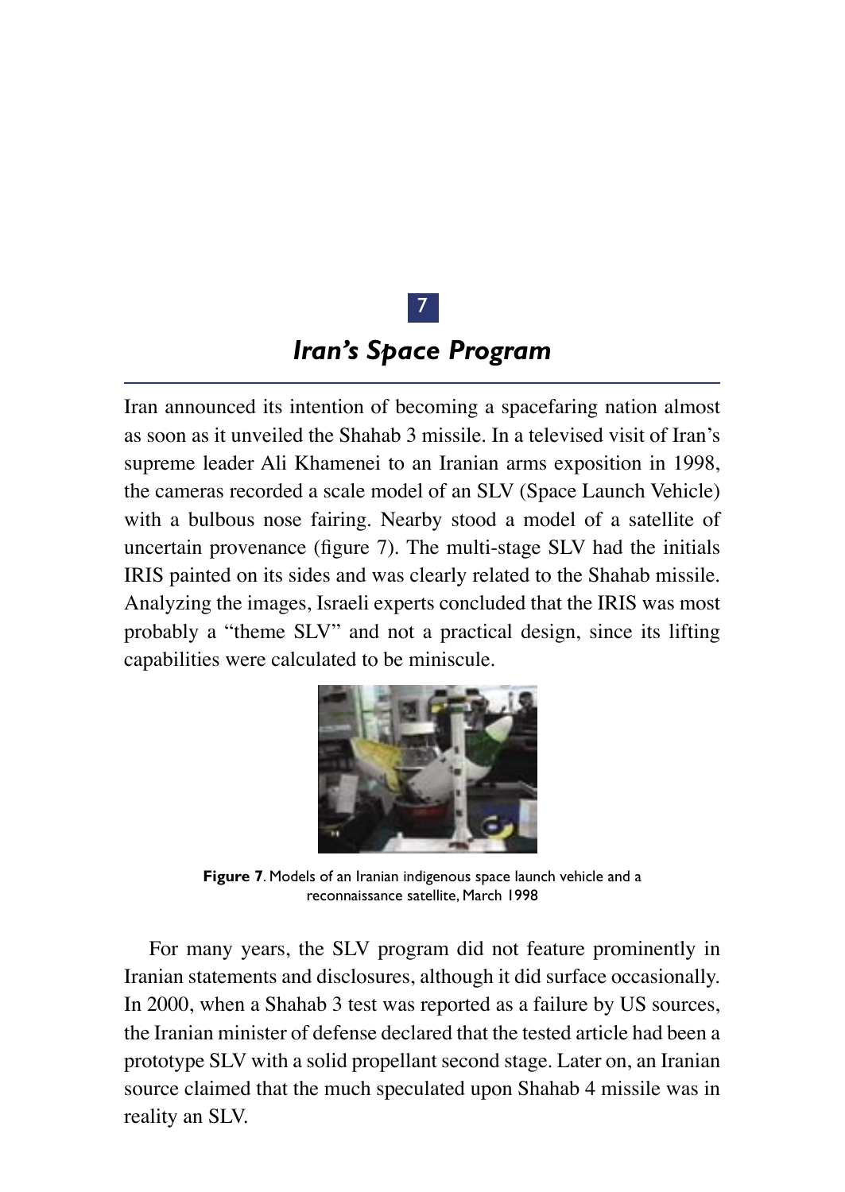# 7

## *Iran's Space Program*

Iran announced its intention of becoming a spacefaring nation almost as soon as it unveiled the Shahab 3 missile. In a televised visit of Iran's supreme leader Ali Khamenei to an Iranian arms exposition in 1998, the cameras recorded a scale model of an SLV (Space Launch Vehicle) with a bulbous nose fairing. Nearby stood a model of a satellite of uncertain provenance (figure 7). The multi-stage SLV had the initials IRIS painted on its sides and was clearly related to the Shahab missile. Analyzing the images, Israeli experts concluded that the IRIS was most probably a "theme SLV" and not a practical design, since its lifting capabilities were calculated to be miniscule.

**Figure 7**. Models of an Iranian indigenous space launch vehicle and a reconnaissance satellite, March 1998

For many years, the SLV program did not feature prominently in Iranian statements and disclosures, although it did surface occasionally. In 2000, when a Shahab 3 test was reported as a failure by US sources, the Iranian minister of defense declared that the tested article had been a prototype SLV with a solid propellant second stage. Later on, an Iranian source claimed that the much speculated upon Shahab 4 missile was in reality an SLV.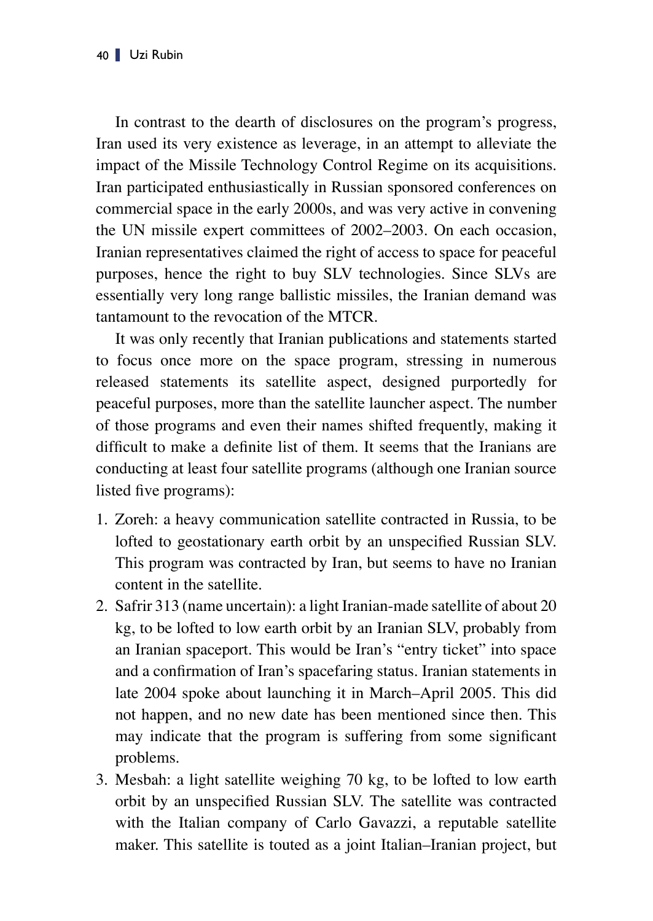In contrast to the dearth of disclosures on the program's progress, Iran used its very existence as leverage, in an attempt to alleviate the impact of the Missile Technology Control Regime on its acquisitions. Iran participated enthusiastically in Russian sponsored conferences on commercial space in the early 2000s, and was very active in convening the UN missile expert committees of 2002–2003. On each occasion, Iranian representatives claimed the right of access to space for peaceful purposes, hence the right to buy SLV technologies. Since SLVs are essentially very long range ballistic missiles, the Iranian demand was tantamount to the revocation of the MTCR.

It was only recently that Iranian publications and statements started to focus once more on the space program, stressing in numerous released statements its satellite aspect, designed purportedly for peaceful purposes, more than the satellite launcher aspect. The number of those programs and even their names shifted frequently, making it difficult to make a definite list of them. It seems that the Iranians are conducting at least four satellite programs (although one Iranian source listed five programs):

1. Zoreh: a heavy communication satellite contracted in Russia, to be lofted to geostationary earth orbit by an unspecified Russian SLV. This program was contracted by Iran, but seems to have no Iranian content in the satellite.
2. Safrir 313 (name uncertain): a light Iranian-made satellite of about 20 kg, to be lofted to low earth orbit by an Iranian SLV, probably from an Iranian spaceport. This would be Iran's "entry ticket" into space and a confirmation of Iran's spacefaring status. Iranian statements in late 2004 spoke about launching it in March–April 2005. This did not happen, and no new date has been mentioned since then. This may indicate that the program is suffering from some significant problems.
3. Mesbah: a light satellite weighing 70 kg, to be lofted to low earth orbit by an unspecified Russian SLV. The satellite was contracted with the Italian company of Carlo Gavazzi, a reputable satellite maker. This satellite is touted as a joint Italian–Iranian project, but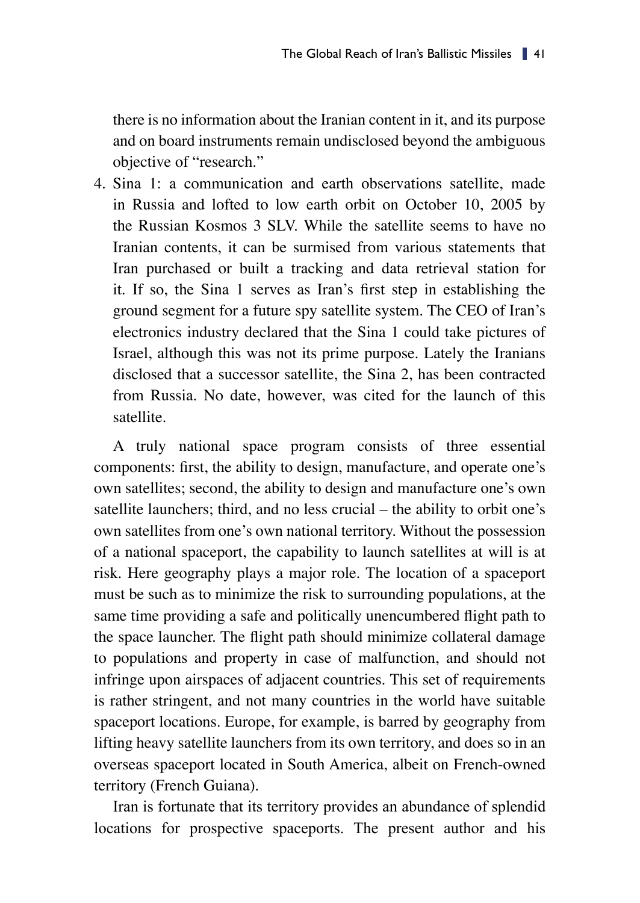there is no information about the Iranian content in it, and its purpose and on board instruments remain undisclosed beyond the ambiguous objective of "research."

4. Sina 1: a communication and earth observations satellite, made in Russia and lofted to low earth orbit on October 10, 2005 by the Russian Kosmos 3 SLV. While the satellite seems to have no Iranian contents, it can be surmised from various statements that Iran purchased or built a tracking and data retrieval station for it. If so, the Sina 1 serves as Iran's first step in establishing the ground segment for a future spy satellite system. The CEO of Iran's electronics industry declared that the Sina 1 could take pictures of Israel, although this was not its prime purpose. Lately the Iranians disclosed that a successor satellite, the Sina 2, has been contracted from Russia. No date, however, was cited for the launch of this satellite.

A truly national space program consists of three essential components: first, the ability to design, manufacture, and operate one's own satellites; second, the ability to design and manufacture one's own satellite launchers; third, and no less crucial – the ability to orbit one's own satellites from one's own national territory. Without the possession of a national spaceport, the capability to launch satellites at will is at risk. Here geography plays a major role. The location of a spaceport must be such as to minimize the risk to surrounding populations, at the same time providing a safe and politically unencumbered flight path to the space launcher. The flight path should minimize collateral damage to populations and property in case of malfunction, and should not infringe upon airspaces of adjacent countries. This set of requirements is rather stringent, and not many countries in the world have suitable spaceport locations. Europe, for example, is barred by geography from lifting heavy satellite launchers from its own territory, and does so in an overseas spaceport located in South America, albeit on French-owned territory (French Guiana).

Iran is fortunate that its territory provides an abundance of splendid locations for prospective spaceports. The present author and his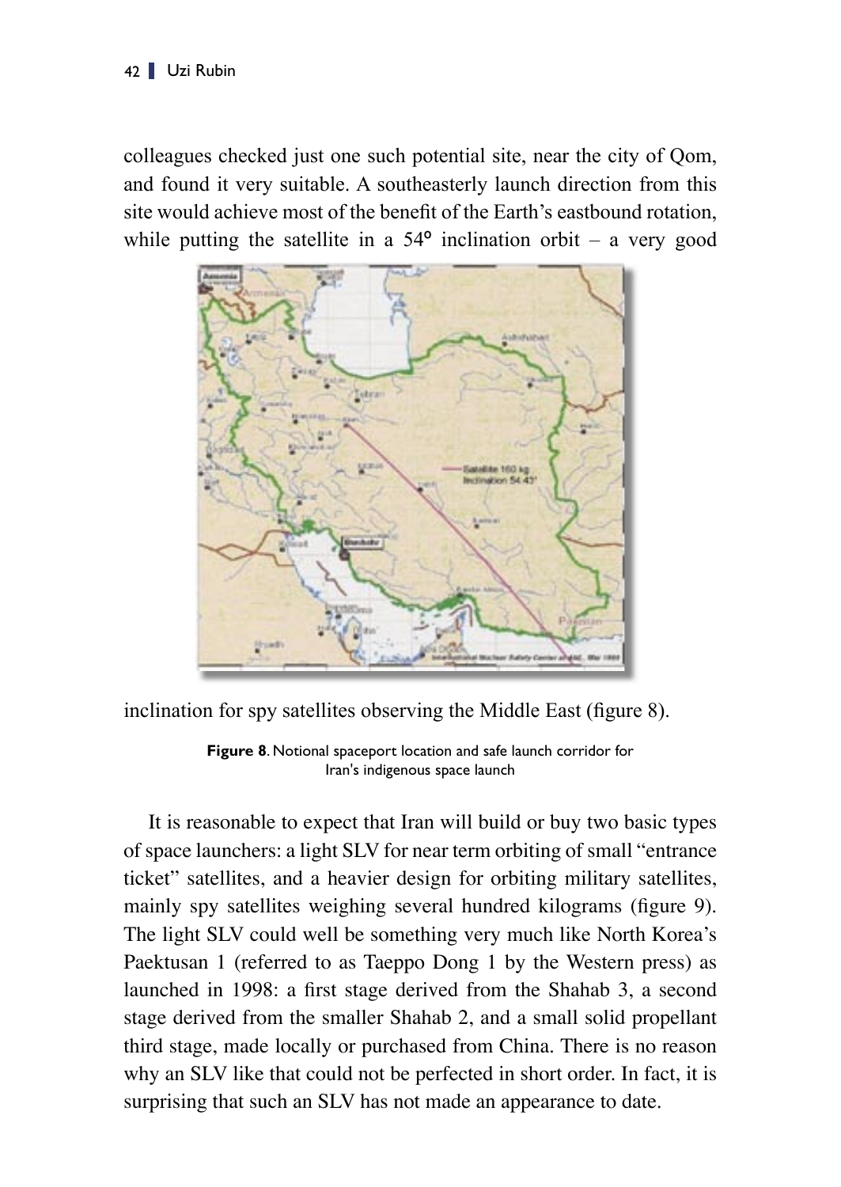colleagues checked just one such potential site, near the city of Qom, and found it very suitable. A southeasterly launch direction from this site would achieve most of the benefit of the Earth's eastbound rotation, while putting the satellite in a 54° inclination orbit – a very good inclination for spy satellites observing the Middle East (figure 8).

**Figure 8**. Notional spaceport location and safe launch corridor for Iran's indigenous space launch

It is reasonable to expect that Iran will build or buy two basic types of space launchers: a light SLV for near term orbiting of small "entrance ticket" satellites, and a heavier design for orbiting military satellites, mainly spy satellites weighing several hundred kilograms (figure 9). The light SLV could well be something very much like North Korea's Paektusan 1 (referred to as Taeppo Dong 1 by the Western press) as launched in 1998: a first stage derived from the Shahab 3, a second stage derived from the smaller Shahab 2, and a small solid propellant third stage, made locally or purchased from China. There is no reason why an SLV like that could not be perfected in short order. In fact, it is surprising that such an SLV has not made an appearance to date.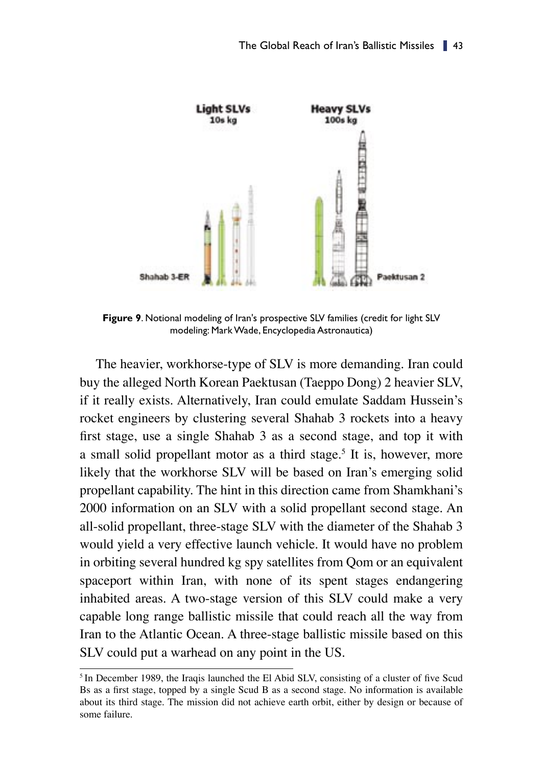**Figure 9**. Notional modeling of Iran's prospective SLV families (credit for light SLV modeling: Mark Wade, Encyclopedia Astronautica)

The heavier, workhorse-type of SLV is more demanding. Iran could buy the alleged North Korean Paektusan (Taeppo Dong) 2 heavier SLV, if it really exists. Alternatively, Iran could emulate Saddam Hussein's rocket engineers by clustering several Shahab 3 rockets into a heavy first stage, use a single Shahab 3 as a second stage, and top it with a small solid propellant motor as a third stage.[5] It is, however, more likely that the workhorse SLV will be based on Iran's emerging solid propellant capability. The hint in this direction came from Shamkhani's 2000 information on an SLV with a solid propellant second stage. An all-solid propellant, three-stage SLV with the diameter of the Shahab 3 would yield a very effective launch vehicle. It would have no problem in orbiting several hundred kg spy satellites from Qom or an equivalent spaceport within Iran, with none of its spent stages endangering inhabited areas. A two-stage version of this SLV could make a very capable long range ballistic missile that could reach all the way from Iran to the Atlantic Ocean. A three-stage ballistic missile based on this SLV could put a warhead on any point in the US.

---

[5] In December 1989, the Iraqis launched the El Abid SLV, consisting of a cluster of five Scud Bs as a first stage, topped by a single Scud B as a second stage. No information is available about its third stage. The mission did not achieve earth orbit, either by design or because of some failure.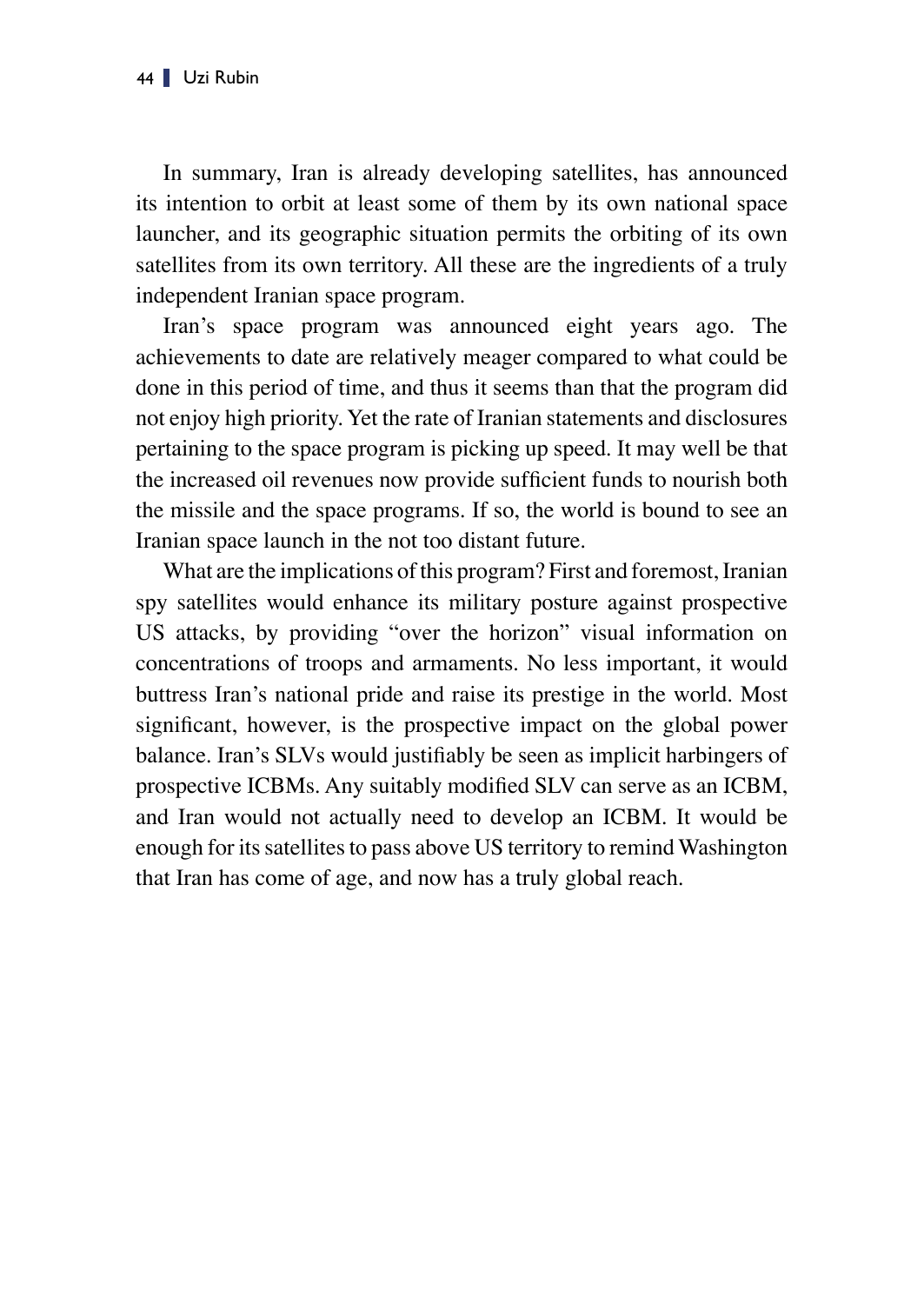In summary, Iran is already developing satellites, has announced its intention to orbit at least some of them by its own national space launcher, and its geographic situation permits the orbiting of its own satellites from its own territory. All these are the ingredients of a truly independent Iranian space program.

Iran's space program was announced eight years ago. The achievements to date are relatively meager compared to what could be done in this period of time, and thus it seems than that the program did not enjoy high priority. Yet the rate of Iranian statements and disclosures pertaining to the space program is picking up speed. It may well be that the increased oil revenues now provide sufficient funds to nourish both the missile and the space programs. If so, the world is bound to see an Iranian space launch in the not too distant future.

What are the implications of this program? First and foremost, Iranian spy satellites would enhance its military posture against prospective US attacks, by providing "over the horizon" visual information on concentrations of troops and armaments. No less important, it would buttress Iran's national pride and raise its prestige in the world. Most significant, however, is the prospective impact on the global power balance. Iran's SLVs would justifiably be seen as implicit harbingers of prospective ICBMs. Any suitably modified SLV can serve as an ICBM, and Iran would not actually need to develop an ICBM. It would be enough for its satellites to pass above US territory to remind Washington that Iran has come of age, and now has a truly global reach.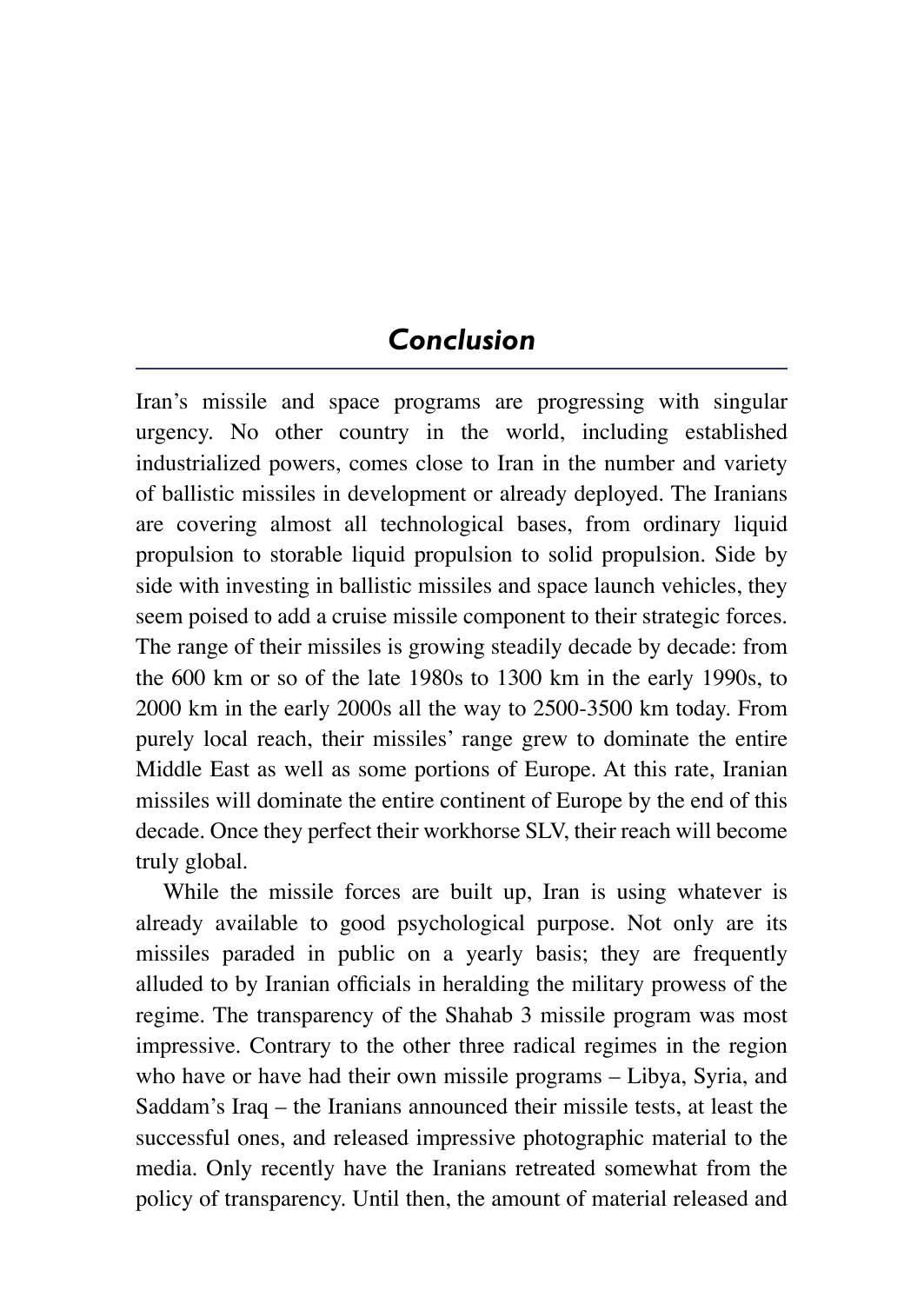# *Conclusion*

Iran's missile and space programs are progressing with singular urgency. No other country in the world, including established industrialized powers, comes close to Iran in the number and variety of ballistic missiles in development or already deployed. The Iranians are covering almost all technological bases, from ordinary liquid propulsion to storable liquid propulsion to solid propulsion. Side by side with investing in ballistic missiles and space launch vehicles, they seem poised to add a cruise missile component to their strategic forces. The range of their missiles is growing steadily decade by decade: from the 600 km or so of the late 1980s to 1300 km in the early 1990s, to 2000 km in the early 2000s all the way to 2500-3500 km today. From purely local reach, their missiles' range grew to dominate the entire Middle East as well as some portions of Europe. At this rate, Iranian missiles will dominate the entire continent of Europe by the end of this decade. Once they perfect their workhorse SLV, their reach will become truly global.

While the missile forces are built up, Iran is using whatever is already available to good psychological purpose. Not only are its missiles paraded in public on a yearly basis; they are frequently alluded to by Iranian officials in heralding the military prowess of the regime. The transparency of the Shahab 3 missile program was most impressive. Contrary to the other three radical regimes in the region who have or have had their own missile programs – Libya, Syria, and Saddam's Iraq – the Iranians announced their missile tests, at least the successful ones, and released impressive photographic material to the media. Only recently have the Iranians retreated somewhat from the policy of transparency. Until then, the amount of material released and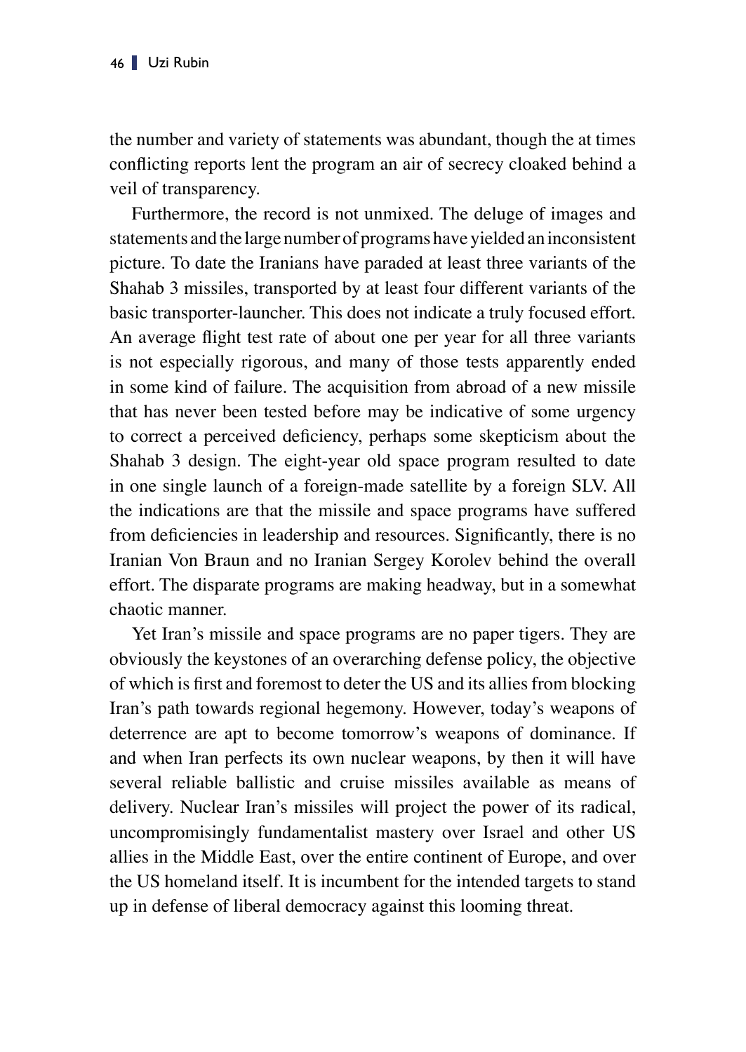the number and variety of statements was abundant, though the at times conflicting reports lent the program an air of secrecy cloaked behind a veil of transparency.

Furthermore, the record is not unmixed. The deluge of images and statements and the large number of programs have yielded an inconsistent picture. To date the Iranians have paraded at least three variants of the Shahab 3 missiles, transported by at least four different variants of the basic transporter-launcher. This does not indicate a truly focused effort. An average flight test rate of about one per year for all three variants is not especially rigorous, and many of those tests apparently ended in some kind of failure. The acquisition from abroad of a new missile that has never been tested before may be indicative of some urgency to correct a perceived deficiency, perhaps some skepticism about the Shahab 3 design. The eight-year old space program resulted to date in one single launch of a foreign-made satellite by a foreign SLV. All the indications are that the missile and space programs have suffered from deficiencies in leadership and resources. Significantly, there is no Iranian Von Braun and no Iranian Sergey Korolev behind the overall effort. The disparate programs are making headway, but in a somewhat chaotic manner.

Yet Iran's missile and space programs are no paper tigers. They are obviously the keystones of an overarching defense policy, the objective of which is first and foremost to deter the US and its allies from blocking Iran's path towards regional hegemony. However, today's weapons of deterrence are apt to become tomorrow's weapons of dominance. If and when Iran perfects its own nuclear weapons, by then it will have several reliable ballistic and cruise missiles available as means of delivery. Nuclear Iran's missiles will project the power of its radical, uncompromisingly fundamentalist mastery over Israel and other US allies in the Middle East, over the entire continent of Europe, and over the US homeland itself. It is incumbent for the intended targets to stand up in defense of liberal democracy against this looming threat.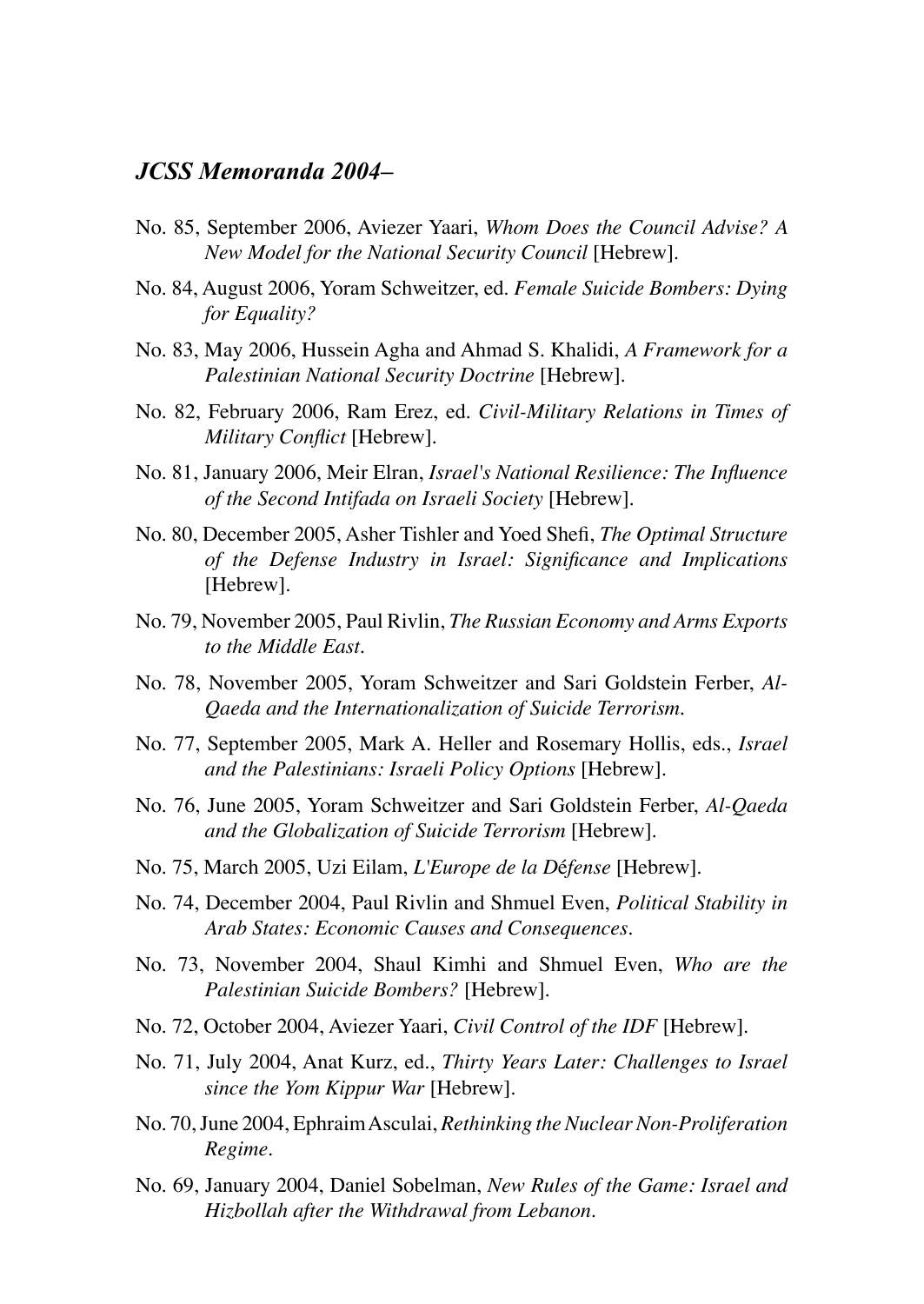## *JCSS Memoranda 2004–*

No. 85, September 2006, Aviezer Yaari, *Whom Does the Council Advise? A New Model for the National Security Council* [Hebrew].

No. 84, August 2006, Yoram Schweitzer, ed. *Female Suicide Bombers: Dying for Equality?*

No. 83, May 2006, Hussein Agha and Ahmad S. Khalidi, *A Framework for a Palestinian National Security Doctrine* [Hebrew].

No. 82, February 2006, Ram Erez, ed. *Civil-Military Relations in Times of Military Conflict* [Hebrew].

No. 81, January 2006, Meir Elran, *Israel's National Resilience: The Influence of the Second Intifada on Israeli Society* [Hebrew].

No. 80, December 2005, Asher Tishler and Yoed Shefi, *The Optimal Structure of the Defense Industry in Israel: Significance and Implications* [Hebrew].

No. 79, November 2005, Paul Rivlin, *The Russian Economy and Arms Exports to the Middle East*.

No. 78, November 2005, Yoram Schweitzer and Sari Goldstein Ferber, *Al-Qaeda and the Internationalization of Suicide Terrorism*.

No. 77, September 2005, Mark A. Heller and Rosemary Hollis, eds., *Israel and the Palestinians: Israeli Policy Options* [Hebrew].

No. 76, June 2005, Yoram Schweitzer and Sari Goldstein Ferber, *Al-Qaeda and the Globalization of Suicide Terrorism* [Hebrew].

No. 75, March 2005, Uzi Eilam, *L'Europe de la Défense* [Hebrew].

No. 74, December 2004, Paul Rivlin and Shmuel Even, *Political Stability in Arab States: Economic Causes and Consequences*.

No. 73, November 2004, Shaul Kimhi and Shmuel Even, *Who are the Palestinian Suicide Bombers?* [Hebrew].

No. 72, October 2004, Aviezer Yaari, *Civil Control of the IDF* [Hebrew].

No. 71, July 2004, Anat Kurz, ed., *Thirty Years Later: Challenges to Israel since the Yom Kippur War* [Hebrew].

No. 70, June 2004, Ephraim Asculai, *Rethinking the Nuclear Non-Proliferation Regime*.

No. 69, January 2004, Daniel Sobelman, *New Rules of the Game: Israel and Hizbollah after the Withdrawal from Lebanon*.